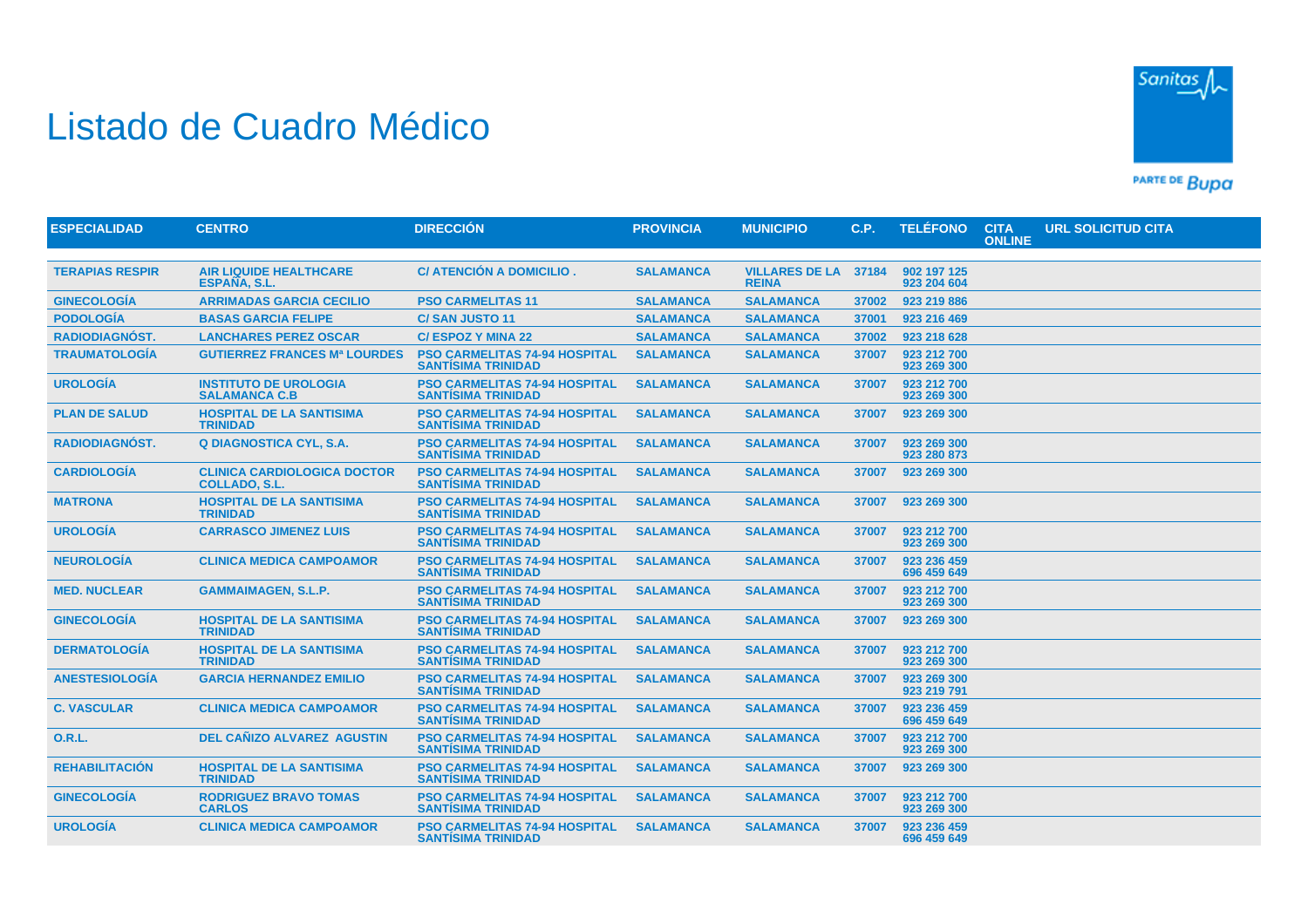# Listado de Cuadro Médico

| ESPECIALIDAD | CENTRO | DIRECCIÓN | PROVINCIA | MUNICIPIO | C.P. | TELÉFONO | CITA ONLINE | URL SOLICITUD CITA |
|---|---|---|---|---|---|---|---|---|
| TERAPIAS RESPIR | AIR LIQUIDE HEALTHCARE ESPAÑA, S.L. | C/ ATENCIÓN A DOMICILIO . | SALAMANCA | VILLARES DE LA REINA | 37184 | 902 197 125 923 204 604 | | |
| GINECOLOGÍA | ARRIMADAS GARCIA CECILIO | PSO CARMELITAS 11 | SALAMANCA | SALAMANCA | 37002 | 923 219 886 | | |
| PODOLOGÍA | BASAS GARCIA FELIPE | C/ SAN JUSTO 11 | SALAMANCA | SALAMANCA | 37001 | 923 216 469 | | |
| RADIODIAGNÓST. | LANCHARES PEREZ OSCAR | C/ ESPOZ Y MINA 22 | SALAMANCA | SALAMANCA | 37002 | 923 218 628 | | |
| TRAUMATOLOGÍA | GUTIERREZ FRANCES Mª LOURDES | PSO CARMELITAS 74-94 HOSPITAL SANTÍSIMA TRINIDAD | SALAMANCA | SALAMANCA | 37007 | 923 212 700 923 269 300 | | |
| UROLOGÍA | INSTITUTO DE UROLOGIA SALAMANCA C.B | PSO CARMELITAS 74-94 HOSPITAL SANTÍSIMA TRINIDAD | SALAMANCA | SALAMANCA | 37007 | 923 212 700 923 269 300 | | |
| PLAN DE SALUD | HOSPITAL DE LA SANTISIMA TRINIDAD | PSO CARMELITAS 74-94 HOSPITAL SANTÍSIMA TRINIDAD | SALAMANCA | SALAMANCA | 37007 | 923 269 300 | | |
| RADIODIAGNÓST. | Q DIAGNOSTICA CYL, S.A. | PSO CARMELITAS 74-94 HOSPITAL SANTÍSIMA TRINIDAD | SALAMANCA | SALAMANCA | 37007 | 923 269 300 923 280 873 | | |
| CARDIOLOGÍA | CLINICA CARDIOLOGICA DOCTOR COLLADO, S.L. | PSO CARMELITAS 74-94 HOSPITAL SANTÍSIMA TRINIDAD | SALAMANCA | SALAMANCA | 37007 | 923 269 300 | | |
| MATRONA | HOSPITAL DE LA SANTISIMA TRINIDAD | PSO CARMELITAS 74-94 HOSPITAL SANTÍSIMA TRINIDAD | SALAMANCA | SALAMANCA | 37007 | 923 269 300 | | |
| UROLOGÍA | CARRASCO JIMENEZ LUIS | PSO CARMELITAS 74-94 HOSPITAL SANTÍSIMA TRINIDAD | SALAMANCA | SALAMANCA | 37007 | 923 212 700 923 269 300 | | |
| NEUROLOGÍA | CLINICA MEDICA CAMPOAMOR | PSO CARMELITAS 74-94 HOSPITAL SANTÍSIMA TRINIDAD | SALAMANCA | SALAMANCA | 37007 | 923 236 459 696 459 649 | | |
| MED. NUCLEAR | GAMMAIMAGEN, S.L.P. | PSO CARMELITAS 74-94 HOSPITAL SANTÍSIMA TRINIDAD | SALAMANCA | SALAMANCA | 37007 | 923 212 700 923 269 300 | | |
| GINECOLOGÍA | HOSPITAL DE LA SANTISIMA TRINIDAD | PSO CARMELITAS 74-94 HOSPITAL SANTÍSIMA TRINIDAD | SALAMANCA | SALAMANCA | 37007 | 923 269 300 | | |
| DERMATOLOGÍA | HOSPITAL DE LA SANTISIMA TRINIDAD | PSO CARMELITAS 74-94 HOSPITAL SANTÍSIMA TRINIDAD | SALAMANCA | SALAMANCA | 37007 | 923 212 700 923 269 300 | | |
| ANESTESIOLOGÍA | GARCIA HERNANDEZ EMILIO | PSO CARMELITAS 74-94 HOSPITAL SANTÍSIMA TRINIDAD | SALAMANCA | SALAMANCA | 37007 | 923 269 300 923 219 791 | | |
| C. VASCULAR | CLINICA MEDICA CAMPOAMOR | PSO CARMELITAS 74-94 HOSPITAL SANTÍSIMA TRINIDAD | SALAMANCA | SALAMANCA | 37007 | 923 236 459 696 459 649 | | |
| O.R.L. | DEL CAÑIZO ALVAREZ AGUSTIN | PSO CARMELITAS 74-94 HOSPITAL SANTÍSIMA TRINIDAD | SALAMANCA | SALAMANCA | 37007 | 923 212 700 923 269 300 | | |
| REHABILITACIÓN | HOSPITAL DE LA SANTISIMA TRINIDAD | PSO CARMELITAS 74-94 HOSPITAL SANTÍSIMA TRINIDAD | SALAMANCA | SALAMANCA | 37007 | 923 269 300 | | |
| GINECOLOGÍA | RODRIGUEZ BRAVO TOMAS CARLOS | PSO CARMELITAS 74-94 HOSPITAL SANTÍSIMA TRINIDAD | SALAMANCA | SALAMANCA | 37007 | 923 212 700 923 269 300 | | |
| UROLOGÍA | CLINICA MEDICA CAMPOAMOR | PSO CARMELITAS 74-94 HOSPITAL SANTÍSIMA TRINIDAD | SALAMANCA | SALAMANCA | 37007 | 923 236 459 696 459 649 | | |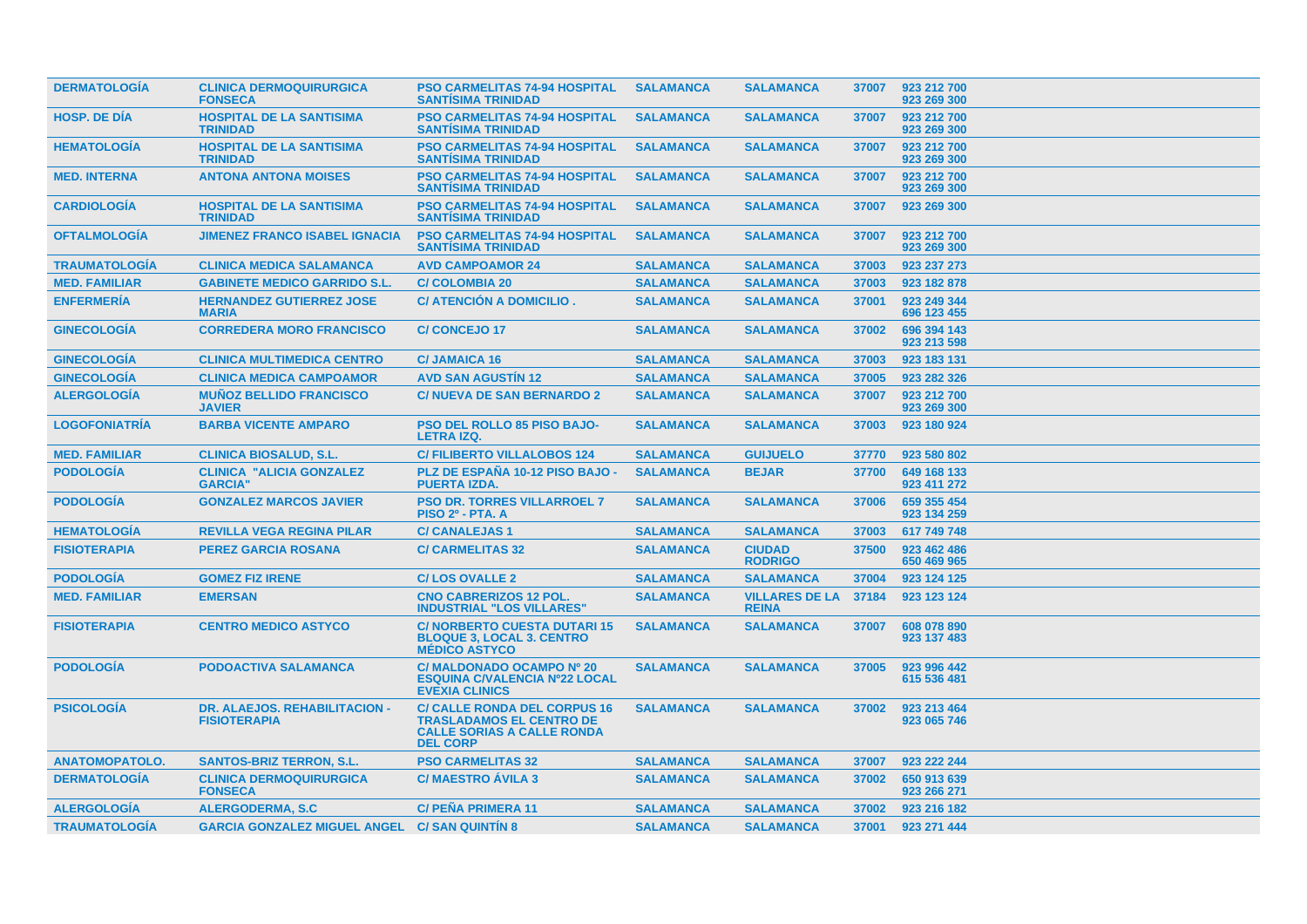| | | | | | | |
|---|---|---|---|---|---|---|
| DERMATOLOGÍA | CLINICA DERMOQUIRURGICA FONSECA | PSO CARMELITAS 74-94 HOSPITAL SANTÍSIMA TRINIDAD | SALAMANCA | SALAMANCA | 37007 | 923 212 700<br>923 269 300 |
| HOSP. DE DÍA | HOSPITAL DE LA SANTISIMA TRINIDAD | PSO CARMELITAS 74-94 HOSPITAL SANTÍSIMA TRINIDAD | SALAMANCA | SALAMANCA | 37007 | 923 212 700<br>923 269 300 |
| HEMATOLOGÍA | HOSPITAL DE LA SANTISIMA TRINIDAD | PSO CARMELITAS 74-94 HOSPITAL SANTÍSIMA TRINIDAD | SALAMANCA | SALAMANCA | 37007 | 923 212 700<br>923 269 300 |
| MED. INTERNA | ANTONA ANTONA MOISES | PSO CARMELITAS 74-94 HOSPITAL SANTÍSIMA TRINIDAD | SALAMANCA | SALAMANCA | 37007 | 923 212 700<br>923 269 300 |
| CARDIOLOGÍA | HOSPITAL DE LA SANTISIMA TRINIDAD | PSO CARMELITAS 74-94 HOSPITAL SANTÍSIMA TRINIDAD | SALAMANCA | SALAMANCA | 37007 | 923 269 300 |
| OFTALMOLOGÍA | JIMENEZ FRANCO ISABEL IGNACIA | PSO CARMELITAS 74-94 HOSPITAL SANTÍSIMA TRINIDAD | SALAMANCA | SALAMANCA | 37007 | 923 212 700<br>923 269 300 |
| TRAUMATOLOGÍA | CLINICA MEDICA SALAMANCA | AVD CAMPOAMOR 24 | SALAMANCA | SALAMANCA | 37003 | 923 237 273 |
| MED. FAMILIAR | GABINETE MEDICO GARRIDO S.L. | C/ COLOMBIA 20 | SALAMANCA | SALAMANCA | 37003 | 923 182 878 |
| ENFERMERÍA | HERNANDEZ GUTIERREZ JOSE MARIA | C/ ATENCIÓN A DOMICILIO . | SALAMANCA | SALAMANCA | 37001 | 923 249 344<br>696 123 455 |
| GINECOLOGÍA | CORREDERA MORO FRANCISCO | C/ CONCEJO 17 | SALAMANCA | SALAMANCA | 37002 | 696 394 143<br>923 213 598 |
| GINECOLOGÍA | CLINICA MULTIMEDICA CENTRO | C/ JAMAICA 16 | SALAMANCA | SALAMANCA | 37003 | 923 183 131 |
| GINECOLOGÍA | CLINICA MEDICA CAMPOAMOR | AVD SAN AGUSTÍN 12 | SALAMANCA | SALAMANCA | 37005 | 923 282 326 |
| ALERGOLOGÍA | MUÑOZ BELLIDO FRANCISCO JAVIER | C/ NUEVA DE SAN BERNARDO 2 | SALAMANCA | SALAMANCA | 37007 | 923 212 700<br>923 269 300 |
| LOGOFONIATRÍA | BARBA VICENTE AMPARO | PSO DEL ROLLO 85 PISO BAJO-LETRA IZQ. | SALAMANCA | SALAMANCA | 37003 | 923 180 924 |
| MED. FAMILIAR | CLINICA BIOSALUD, S.L. | C/ FILIBERTO VILLALOBOS 124 | SALAMANCA | GUIJUELO | 37770 | 923 580 802 |
| PODOLOGÍA | CLINICA "ALICIA GONZALEZ GARCIA" | PLZ DE ESPAÑA 10-12 PISO BAJO - PUERTA IZDA. | SALAMANCA | BEJAR | 37700 | 649 168 133<br>923 411 272 |
| PODOLOGÍA | GONZALEZ MARCOS JAVIER | PSO DR. TORRES VILLARROEL 7 PISO 2º - PTA. A | SALAMANCA | SALAMANCA | 37006 | 659 355 454<br>923 134 259 |
| HEMATOLOGÍA | REVILLA VEGA REGINA PILAR | C/ CANALEJAS 1 | SALAMANCA | SALAMANCA | 37003 | 617 749 748 |
| FISIOTERAPIA | PEREZ GARCIA ROSANA | C/ CARMELITAS 32 | SALAMANCA | CIUDAD RODRIGO | 37500 | 923 462 486<br>650 469 965 |
| PODOLOGÍA | GOMEZ FIZ IRENE | C/ LOS OVALLE 2 | SALAMANCA | SALAMANCA | 37004 | 923 124 125 |
| MED. FAMILIAR | EMERSAN | CNO CABRERIZOS 12 POL. INDUSTRIAL "LOS VILLARES" | SALAMANCA | VILLARES DE LA REINA | 37184 | 923 123 124 |
| FISIOTERAPIA | CENTRO MEDICO ASTYCO | C/ NORBERTO CUESTA DUTARI 15 BLOQUE 3, LOCAL 3. CENTRO MÉDICO ASTYCO | SALAMANCA | SALAMANCA | 37007 | 608 078 890<br>923 137 483 |
| PODOLOGÍA | PODOACTIVA SALAMANCA | C/ MALDONADO OCAMPO Nº 20 ESQUINA C/VALENCIA Nº22 LOCAL EVEXIA CLINICS | SALAMANCA | SALAMANCA | 37005 | 923 996 442<br>615 536 481 |
| PSICOLOGÍA | DR. ALAEJOS. REHABILITACION - FISIOTERAPIA | C/ CALLE RONDA DEL CORPUS 16 TRASLADAMOS EL CENTRO DE CALLE SORIAS A CALLE RONDA DEL CORP | SALAMANCA | SALAMANCA | 37002 | 923 213 464<br>923 065 746 |
| ANATOMOPATOLO. | SANTOS-BRIZ TERRON, S.L. | PSO CARMELITAS 32 | SALAMANCA | SALAMANCA | 37007 | 923 222 244 |
| DERMATOLOGÍA | CLINICA DERMOQUIRURGICA FONSECA | C/ MAESTRO ÁVILA 3 | SALAMANCA | SALAMANCA | 37002 | 650 913 639<br>923 266 271 |
| ALERGOLOGÍA | ALERGODERMA, S.C | C/ PEÑA PRIMERA 11 | SALAMANCA | SALAMANCA | 37002 | 923 216 182 |
| TRAUMATOLOGÍA | GARCIA GONZALEZ MIGUEL ANGEL | C/ SAN QUINTÍN 8 | SALAMANCA | SALAMANCA | 37001 | 923 271 444 |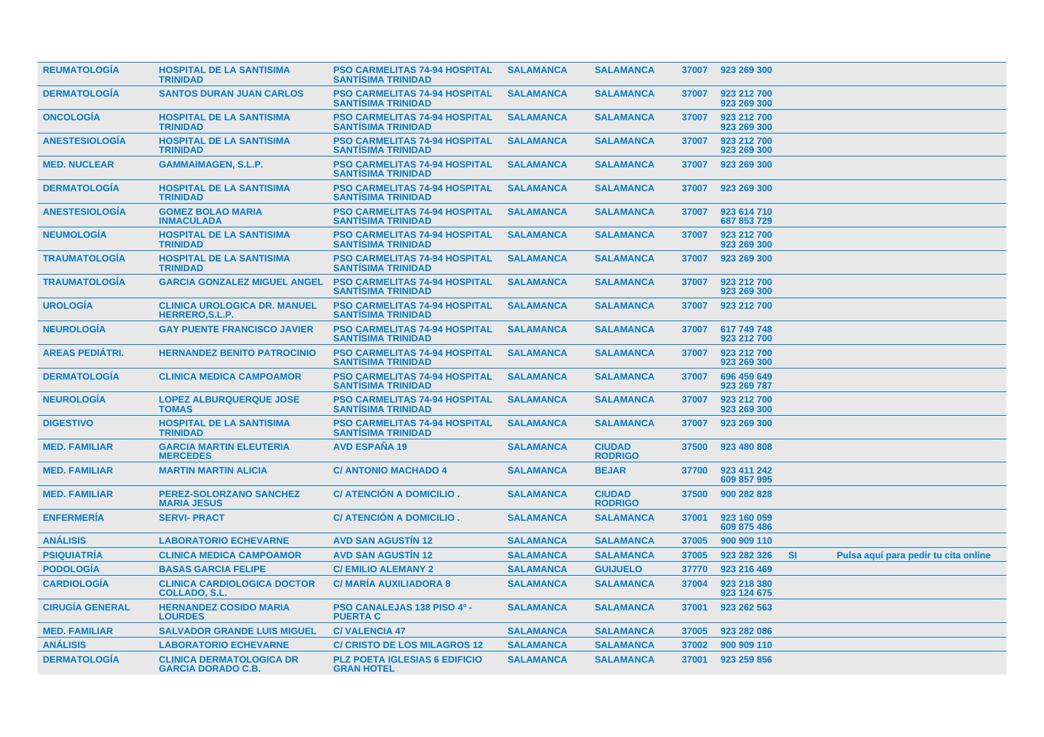| | | | | | | | | |
|---|---|---|---|---|---|---|---|---|
| REUMATOLOGÍA | HOSPITAL DE LA SANTISIMA TRINIDAD | PSO CARMELITAS 74-94 HOSPITAL SANTÍSIMA TRINIDAD | SALAMANCA | SALAMANCA | 37007 | 923 269 300 | | |
| DERMATOLOGÍA | SANTOS DURAN JUAN CARLOS | PSO CARMELITAS 74-94 HOSPITAL SANTÍSIMA TRINIDAD | SALAMANCA | SALAMANCA | 37007 | 923 212 700<br>923 269 300 | | |
| ONCOLOGÍA | HOSPITAL DE LA SANTISIMA TRINIDAD | PSO CARMELITAS 74-94 HOSPITAL SANTÍSIMA TRINIDAD | SALAMANCA | SALAMANCA | 37007 | 923 212 700<br>923 269 300 | | |
| ANESTESIOLOGÍA | HOSPITAL DE LA SANTISIMA TRINIDAD | PSO CARMELITAS 74-94 HOSPITAL SANTÍSIMA TRINIDAD | SALAMANCA | SALAMANCA | 37007 | 923 212 700<br>923 269 300 | | |
| MED. NUCLEAR | GAMMAIMAGEN, S.L.P. | PSO CARMELITAS 74-94 HOSPITAL SANTÍSIMA TRINIDAD | SALAMANCA | SALAMANCA | 37007 | 923 269 300 | | |
| DERMATOLOGÍA | HOSPITAL DE LA SANTISIMA TRINIDAD | PSO CARMELITAS 74-94 HOSPITAL SANTÍSIMA TRINIDAD | SALAMANCA | SALAMANCA | 37007 | 923 269 300 | | |
| ANESTESIOLOGÍA | GOMEZ BOLAO MARIA INMACULADA | PSO CARMELITAS 74-94 HOSPITAL SANTÍSIMA TRINIDAD | SALAMANCA | SALAMANCA | 37007 | 923 614 710<br>687 853 729 | | |
| NEUMOLOGÍA | HOSPITAL DE LA SANTISIMA TRINIDAD | PSO CARMELITAS 74-94 HOSPITAL SANTÍSIMA TRINIDAD | SALAMANCA | SALAMANCA | 37007 | 923 212 700<br>923 269 300 | | |
| TRAUMATOLOGÍA | HOSPITAL DE LA SANTISIMA TRINIDAD | PSO CARMELITAS 74-94 HOSPITAL SANTÍSIMA TRINIDAD | SALAMANCA | SALAMANCA | 37007 | 923 269 300 | | |
| TRAUMATOLOGÍA | GARCIA GONZALEZ MIGUEL ANGEL | PSO CARMELITAS 74-94 HOSPITAL SANTÍSIMA TRINIDAD | SALAMANCA | SALAMANCA | 37007 | 923 212 700<br>923 269 300 | | |
| UROLOGÍA | CLINICA UROLOGICA DR. MANUEL HERRERO,S.L.P. | PSO CARMELITAS 74-94 HOSPITAL SANTÍSIMA TRINIDAD | SALAMANCA | SALAMANCA | 37007 | 923 212 700 | | |
| NEUROLOGÍA | GAY PUENTE FRANCISCO JAVIER | PSO CARMELITAS 74-94 HOSPITAL SANTÍSIMA TRINIDAD | SALAMANCA | SALAMANCA | 37007 | 617 749 748<br>923 212 700 | | |
| AREAS PEDIÁTRI. | HERNANDEZ BENITO PATROCINIO | PSO CARMELITAS 74-94 HOSPITAL SANTÍSIMA TRINIDAD | SALAMANCA | SALAMANCA | 37007 | 923 212 700<br>923 269 300 | | |
| DERMATOLOGÍA | CLINICA MEDICA CAMPOAMOR | PSO CARMELITAS 74-94 HOSPITAL SANTÍSIMA TRINIDAD | SALAMANCA | SALAMANCA | 37007 | 696 459 649<br>923 269 787 | | |
| NEUROLOGÍA | LOPEZ ALBURQUERQUE JOSE TOMAS | PSO CARMELITAS 74-94 HOSPITAL SANTÍSIMA TRINIDAD | SALAMANCA | SALAMANCA | 37007 | 923 212 700<br>923 269 300 | | |
| DIGESTIVO | HOSPITAL DE LA SANTISIMA TRINIDAD | PSO CARMELITAS 74-94 HOSPITAL SANTÍSIMA TRINIDAD | SALAMANCA | SALAMANCA | 37007 | 923 269 300 | | |
| MED. FAMILIAR | GARCIA MARTIN ELEUTERIA MERCEDES | AVD ESPAÑA 19 | SALAMANCA | CIUDAD RODRIGO | 37500 | 923 480 808 | | |
| MED. FAMILIAR | MARTIN MARTIN ALICIA | C/ ANTONIO MACHADO 4 | SALAMANCA | BEJAR | 37700 | 923 411 242<br>609 857 995 | | |
| MED. FAMILIAR | PEREZ-SOLORZANO SANCHEZ MARIA JESUS | C/ ATENCIÓN A DOMICILIO . | SALAMANCA | CIUDAD RODRIGO | 37500 | 900 282 828 | | |
| ENFERMERÍA | SERVI- PRACT | C/ ATENCIÓN A DOMICILIO . | SALAMANCA | SALAMANCA | 37001 | 923 160 059<br>609 875 486 | | |
| ANÁLISIS | LABORATORIO ECHEVARNE | AVD SAN AGUSTÍN 12 | SALAMANCA | SALAMANCA | 37005 | 900 909 110 | | |
| PSIQUIATRÍA | CLINICA MEDICA CAMPOAMOR | AVD SAN AGUSTÍN 12 | SALAMANCA | SALAMANCA | 37005 | 923 282 326 | SI | Pulsa aquí para pedir tu cita online |
| PODOLOGÍA | BASAS GARCIA FELIPE | C/ EMILIO ALEMANY 2 | SALAMANCA | GUIJUELO | 37770 | 923 216 469 | | |
| CARDIOLOGÍA | CLINICA CARDIOLOGICA DOCTOR COLLADO, S.L. | C/ MARÍA AUXILIADORA 8 | SALAMANCA | SALAMANCA | 37004 | 923 218 380<br>923 124 675 | | |
| CIRUGÍA GENERAL | HERNANDEZ COSIDO MARIA LOURDES | PSO CANALEJAS 138 PISO 4º - PUERTA C | SALAMANCA | SALAMANCA | 37001 | 923 262 563 | | |
| MED. FAMILIAR | SALVADOR GRANDE LUIS MIGUEL | C/ VALENCIA 47 | SALAMANCA | SALAMANCA | 37005 | 923 282 086 | | |
| ANÁLISIS | LABORATORIO ECHEVARNE | C/ CRISTO DE LOS MILAGROS 12 | SALAMANCA | SALAMANCA | 37002 | 900 909 110 | | |
| DERMATOLOGÍA | CLINICA DERMATOLOGICA DR GARCIA DORADO C.B. | PLZ POETA IGLESIAS 6 EDIFICIO GRAN HOTEL | SALAMANCA | SALAMANCA | 37001 | 923 259 856 | | |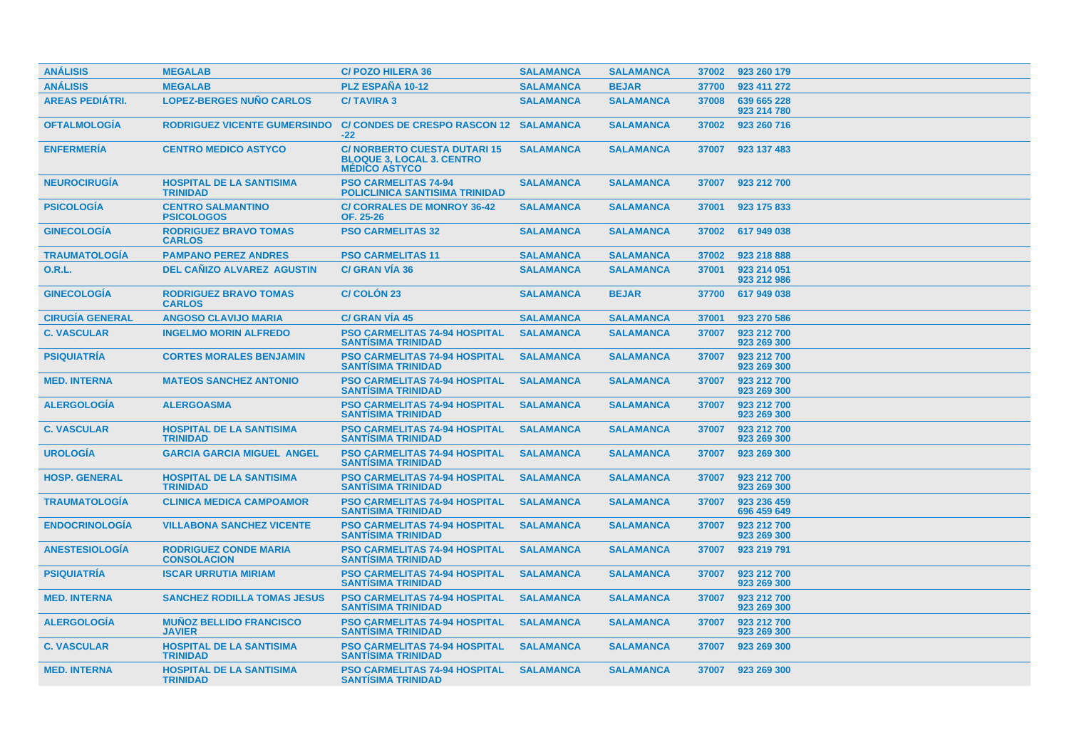| ANÁLISIS | MEGALAB | C/ POZO HILERA 36 | SALAMANCA | SALAMANCA | 37002 | 923 260 179 |
|---|---|---|---|---|---|---|
| ANÁLISIS | MEGALAB | PLZ ESPAÑA 10-12 | SALAMANCA | BEJAR | 37700 | 923 411 272 |
| AREAS PEDIÁTRI. | LOPEZ-BERGES NUÑO CARLOS | C/ TAVIRA 3 | SALAMANCA | SALAMANCA | 37008 | 639 665 228<br>923 214 780 |
| OFTALMOLOGÍA | RODRIGUEZ VICENTE GUMERSINDO | C/ CONDES DE CRESPO RASCON 12 -22 | SALAMANCA | SALAMANCA | 37002 | 923 260 716 |
| ENFERMERÍA | CENTRO MEDICO ASTYCO | C/ NORBERTO CUESTA DUTARI 15 BLOQUE 3, LOCAL 3. CENTRO MÉDICO ASTYCO | SALAMANCA | SALAMANCA | 37007 | 923 137 483 |
| NEUROCIRUGÍA | HOSPITAL DE LA SANTISIMA TRINIDAD | PSO CARMELITAS 74-94 POLICLINICA SANTISIMA TRINIDAD | SALAMANCA | SALAMANCA | 37007 | 923 212 700 |
| PSICOLOGÍA | CENTRO SALMANTINO PSICOLOGOS | C/ CORRALES DE MONROY 36-42 OF. 25-26 | SALAMANCA | SALAMANCA | 37001 | 923 175 833 |
| GINECOLOGÍA | RODRIGUEZ BRAVO TOMAS CARLOS | PSO CARMELITAS 32 | SALAMANCA | SALAMANCA | 37002 | 617 949 038 |
| TRAUMATOLOGÍA | PAMPANO PEREZ ANDRES | PSO CARMELITAS 11 | SALAMANCA | SALAMANCA | 37002 | 923 218 888 |
| O.R.L. | DEL CAÑIZO ALVAREZ AGUSTIN | C/ GRAN VÍA 36 | SALAMANCA | SALAMANCA | 37001 | 923 214 051<br>923 212 986 |
| GINECOLOGÍA | RODRIGUEZ BRAVO TOMAS CARLOS | C/ COLÓN 23 | SALAMANCA | BEJAR | 37700 | 617 949 038 |
| CIRUGÍA GENERAL | ANGOSO CLAVIJO MARIA | C/ GRAN VÍA 45 | SALAMANCA | SALAMANCA | 37001 | 923 270 586 |
| C. VASCULAR | INGELMO MORIN ALFREDO | PSO CARMELITAS 74-94 HOSPITAL SANTÍSIMA TRINIDAD | SALAMANCA | SALAMANCA | 37007 | 923 212 700<br>923 269 300 |
| PSIQUIATRÍA | CORTES MORALES BENJAMIN | PSO CARMELITAS 74-94 HOSPITAL SANTÍSIMA TRINIDAD | SALAMANCA | SALAMANCA | 37007 | 923 212 700<br>923 269 300 |
| MED. INTERNA | MATEOS SANCHEZ ANTONIO | PSO CARMELITAS 74-94 HOSPITAL SANTÍSIMA TRINIDAD | SALAMANCA | SALAMANCA | 37007 | 923 212 700<br>923 269 300 |
| ALERGOLOGÍA | ALERGOASMA | PSO CARMELITAS 74-94 HOSPITAL SANTÍSIMA TRINIDAD | SALAMANCA | SALAMANCA | 37007 | 923 212 700<br>923 269 300 |
| C. VASCULAR | HOSPITAL DE LA SANTISIMA TRINIDAD | PSO CARMELITAS 74-94 HOSPITAL SANTÍSIMA TRINIDAD | SALAMANCA | SALAMANCA | 37007 | 923 212 700<br>923 269 300 |
| UROLOGÍA | GARCIA GARCIA MIGUEL ANGEL | PSO CARMELITAS 74-94 HOSPITAL SANTÍSIMA TRINIDAD | SALAMANCA | SALAMANCA | 37007 | 923 269 300 |
| HOSP. GENERAL | HOSPITAL DE LA SANTISIMA TRINIDAD | PSO CARMELITAS 74-94 HOSPITAL SANTÍSIMA TRINIDAD | SALAMANCA | SALAMANCA | 37007 | 923 212 700<br>923 269 300 |
| TRAUMATOLOGÍA | CLINICA MEDICA CAMPOAMOR | PSO CARMELITAS 74-94 HOSPITAL SANTÍSIMA TRINIDAD | SALAMANCA | SALAMANCA | 37007 | 923 236 459<br>696 459 649 |
| ENDOCRINOLOGÍA | VILLABONA SANCHEZ VICENTE | PSO CARMELITAS 74-94 HOSPITAL SANTÍSIMA TRINIDAD | SALAMANCA | SALAMANCA | 37007 | 923 212 700<br>923 269 300 |
| ANESTESIOLOGÍA | RODRIGUEZ CONDE MARIA CONSOLACION | PSO CARMELITAS 74-94 HOSPITAL SANTÍSIMA TRINIDAD | SALAMANCA | SALAMANCA | 37007 | 923 219 791 |
| PSIQUIATRÍA | ISCAR URRUTIA MIRIAM | PSO CARMELITAS 74-94 HOSPITAL SANTÍSIMA TRINIDAD | SALAMANCA | SALAMANCA | 37007 | 923 212 700<br>923 269 300 |
| MED. INTERNA | SANCHEZ RODILLA TOMAS JESUS | PSO CARMELITAS 74-94 HOSPITAL SANTÍSIMA TRINIDAD | SALAMANCA | SALAMANCA | 37007 | 923 212 700<br>923 269 300 |
| ALERGOLOGÍA | MUÑOZ BELLIDO FRANCISCO JAVIER | PSO CARMELITAS 74-94 HOSPITAL SANTÍSIMA TRINIDAD | SALAMANCA | SALAMANCA | 37007 | 923 212 700<br>923 269 300 |
| C. VASCULAR | HOSPITAL DE LA SANTISIMA TRINIDAD | PSO CARMELITAS 74-94 HOSPITAL SANTÍSIMA TRINIDAD | SALAMANCA | SALAMANCA | 37007 | 923 269 300 |
| MED. INTERNA | HOSPITAL DE LA SANTISIMA TRINIDAD | PSO CARMELITAS 74-94 HOSPITAL SANTÍSIMA TRINIDAD | SALAMANCA | SALAMANCA | 37007 | 923 269 300 |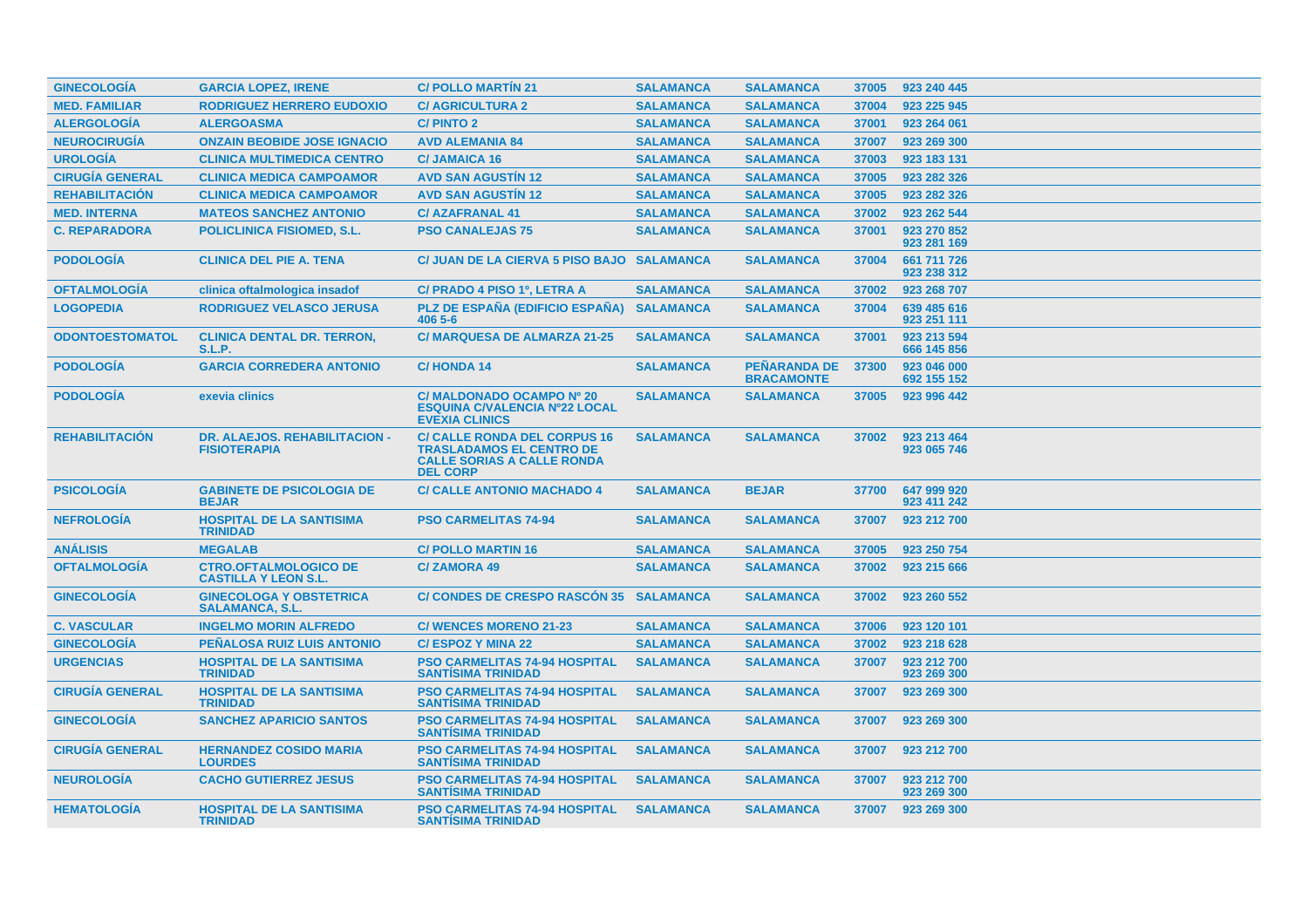| GINECOLOGÍA | GARCIA LOPEZ, IRENE | C/ POLLO MARTÍN 21 | SALAMANCA | SALAMANCA | 37005 | 923 240 445 |
|---|---|---|---|---|---|---|
| MED. FAMILIAR | RODRIGUEZ HERRERO EUDOXIO | C/ AGRICULTURA 2 | SALAMANCA | SALAMANCA | 37004 | 923 225 945 |
| ALERGOLOGÍA | ALERGOASMA | C/ PINTO 2 | SALAMANCA | SALAMANCA | 37001 | 923 264 061 |
| NEUROCIRUGÍA | ONZAIN BEOBIDE JOSE IGNACIO | AVD ALEMANIA 84 | SALAMANCA | SALAMANCA | 37007 | 923 269 300 |
| UROLOGÍA | CLINICA MULTIMEDICA CENTRO | C/ JAMAICA 16 | SALAMANCA | SALAMANCA | 37003 | 923 183 131 |
| CIRUGÍA GENERAL | CLINICA MEDICA CAMPOAMOR | AVD SAN AGUSTÍN 12 | SALAMANCA | SALAMANCA | 37005 | 923 282 326 |
| REHABILITACIÓN | CLINICA MEDICA CAMPOAMOR | AVD SAN AGUSTÍN 12 | SALAMANCA | SALAMANCA | 37005 | 923 282 326 |
| MED. INTERNA | MATEOS SANCHEZ ANTONIO | C/ AZAFRANAL 41 | SALAMANCA | SALAMANCA | 37002 | 923 262 544 |
| C. REPARADORA | POLICLINICA FISIOMED, S.L. | PSO CANALEJAS 75 | SALAMANCA | SALAMANCA | 37001 | 923 270 852<br>923 281 169 |
| PODOLOGÍA | CLINICA DEL PIE A. TENA | C/ JUAN DE LA CIERVA 5 PISO BAJO | SALAMANCA | SALAMANCA | 37004 | 661 711 726<br>923 238 312 |
| OFTALMOLOGÍA | clinica oftalmologica insadof | C/ PRADO 4 PISO 1º, LETRA A | SALAMANCA | SALAMANCA | 37002 | 923 268 707 |
| LOGOPEDIA | RODRIGUEZ VELASCO JERUSA | PLZ DE ESPAÑA (EDIFICIO ESPAÑA) 406 5-6 | SALAMANCA | SALAMANCA | 37004 | 639 485 616<br>923 251 111 |
| ODONTOESTOMATOL | CLINICA DENTAL DR. TERRON, S.L.P. | C/ MARQUESA DE ALMARZA 21-25 | SALAMANCA | SALAMANCA | 37001 | 923 213 594<br>666 145 856 |
| PODOLOGÍA | GARCIA CORREDERA ANTONIO | C/ HONDA 14 | SALAMANCA | PEÑARANDA DE BRACAMONTE | 37300 | 923 046 000<br>692 155 152 |
| PODOLOGÍA | exevia clinics | C/ MALDONADO OCAMPO Nº 20 ESQUINA C/VALENCIA Nº22 LOCAL EVEXIA CLINICS | SALAMANCA | SALAMANCA | 37005 | 923 996 442 |
| REHABILITACIÓN | DR. ALAEJOS. REHABILITACION - FISIOTERAPIA | C/ CALLE RONDA DEL CORPUS 16 TRASLADAMOS EL CENTRO DE CALLE SORIAS A CALLE RONDA DEL CORP | SALAMANCA | SALAMANCA | 37002 | 923 213 464<br>923 065 746 |
| PSICOLOGÍA | GABINETE DE PSICOLOGIA DE BEJAR | C/ CALLE ANTONIO MACHADO 4 | SALAMANCA | BEJAR | 37700 | 647 999 920<br>923 411 242 |
| NEFROLOGÍA | HOSPITAL DE LA SANTISIMA TRINIDAD | PSO CARMELITAS 74-94 | SALAMANCA | SALAMANCA | 37007 | 923 212 700 |
| ANÁLISIS | MEGALAB | C/ POLLO MARTIN 16 | SALAMANCA | SALAMANCA | 37005 | 923 250 754 |
| OFTALMOLOGÍA | CTRO.OFTALMOLOGICO DE CASTILLA Y LEON S.L. | C/ ZAMORA 49 | SALAMANCA | SALAMANCA | 37002 | 923 215 666 |
| GINECOLOGÍA | GINECOLOGA Y OBSTETRICA SALAMANCA, S.L. | C/ CONDES DE CRESPO RASCÓN 35 | SALAMANCA | SALAMANCA | 37002 | 923 260 552 |
| C. VASCULAR | INGELMO MORIN ALFREDO | C/ WENCES MORENO 21-23 | SALAMANCA | SALAMANCA | 37006 | 923 120 101 |
| GINECOLOGÍA | PEÑALOSA RUIZ LUIS ANTONIO | C/ ESPOZ Y MINA 22 | SALAMANCA | SALAMANCA | 37002 | 923 218 628 |
| URGENCIAS | HOSPITAL DE LA SANTISIMA TRINIDAD | PSO CARMELITAS 74-94 HOSPITAL SANTÍSIMA TRINIDAD | SALAMANCA | SALAMANCA | 37007 | 923 212 700<br>923 269 300 |
| CIRUGÍA GENERAL | HOSPITAL DE LA SANTISIMA TRINIDAD | PSO CARMELITAS 74-94 HOSPITAL SANTÍSIMA TRINIDAD | SALAMANCA | SALAMANCA | 37007 | 923 269 300 |
| GINECOLOGÍA | SANCHEZ APARICIO SANTOS | PSO CARMELITAS 74-94 HOSPITAL SANTÍSIMA TRINIDAD | SALAMANCA | SALAMANCA | 37007 | 923 269 300 |
| CIRUGÍA GENERAL | HERNANDEZ COSIDO MARIA LOURDES | PSO CARMELITAS 74-94 HOSPITAL SANTÍSIMA TRINIDAD | SALAMANCA | SALAMANCA | 37007 | 923 212 700 |
| NEUROLOGÍA | CACHO GUTIERREZ JESUS | PSO CARMELITAS 74-94 HOSPITAL SANTÍSIMA TRINIDAD | SALAMANCA | SALAMANCA | 37007 | 923 212 700<br>923 269 300 |
| HEMATOLOGÍA | HOSPITAL DE LA SANTISIMA TRINIDAD | PSO CARMELITAS 74-94 HOSPITAL SANTÍSIMA TRINIDAD | SALAMANCA | SALAMANCA | 37007 | 923 269 300 |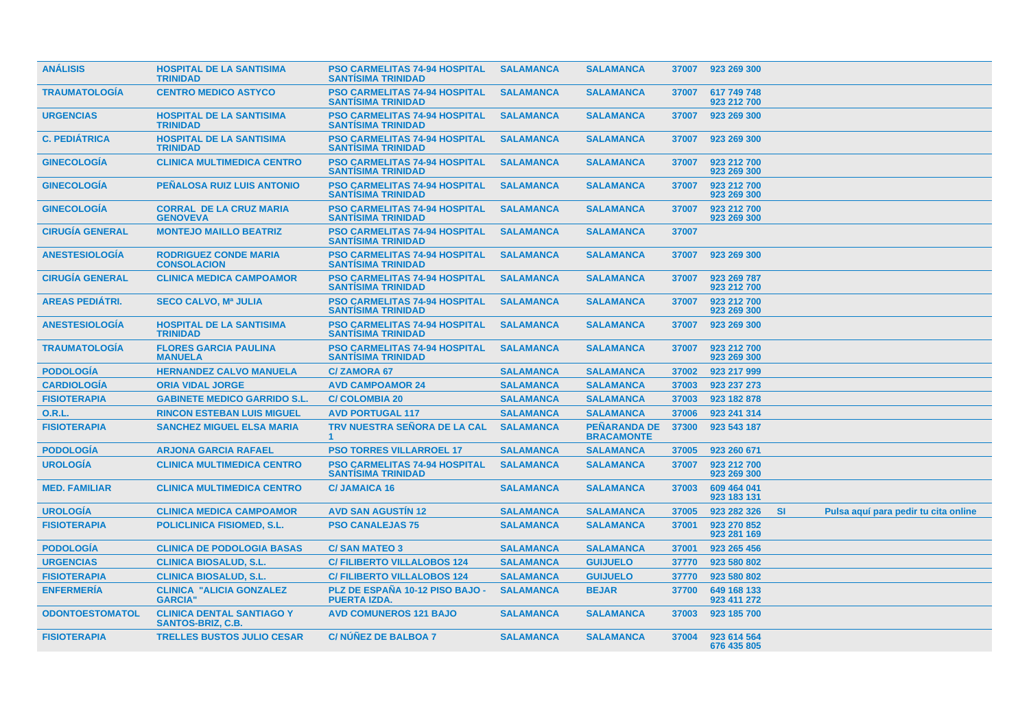| | | | | | | | | |
|---|---|---|---|---|---|---|---|---|
| ANÁLISIS | HOSPITAL DE LA SANTISIMA TRINIDAD | PSO CARMELITAS 74-94 HOSPITAL SANTÍSIMA TRINIDAD | SALAMANCA | SALAMANCA | 37007 | 923 269 300 | | |
| TRAUMATOLOGÍA | CENTRO MEDICO ASTYCO | PSO CARMELITAS 74-94 HOSPITAL SANTÍSIMA TRINIDAD | SALAMANCA | SALAMANCA | 37007 | 617 749 748<br>923 212 700 | | |
| URGENCIAS | HOSPITAL DE LA SANTISIMA TRINIDAD | PSO CARMELITAS 74-94 HOSPITAL SANTÍSIMA TRINIDAD | SALAMANCA | SALAMANCA | 37007 | 923 269 300 | | |
| C. PEDIÁTRICA | HOSPITAL DE LA SANTISIMA TRINIDAD | PSO CARMELITAS 74-94 HOSPITAL SANTÍSIMA TRINIDAD | SALAMANCA | SALAMANCA | 37007 | 923 269 300 | | |
| GINECOLOGÍA | CLINICA MULTIMEDICA CENTRO | PSO CARMELITAS 74-94 HOSPITAL SANTÍSIMA TRINIDAD | SALAMANCA | SALAMANCA | 37007 | 923 212 700<br>923 269 300 | | |
| GINECOLOGÍA | PEÑALOSA RUIZ LUIS ANTONIO | PSO CARMELITAS 74-94 HOSPITAL SANTÍSIMA TRINIDAD | SALAMANCA | SALAMANCA | 37007 | 923 212 700<br>923 269 300 | | |
| GINECOLOGÍA | CORRAL DE LA CRUZ MARIA GENOVEVA | PSO CARMELITAS 74-94 HOSPITAL SANTÍSIMA TRINIDAD | SALAMANCA | SALAMANCA | 37007 | 923 212 700<br>923 269 300 | | |
| CIRUGÍA GENERAL | MONTEJO MAILLO BEATRIZ | PSO CARMELITAS 74-94 HOSPITAL SANTÍSIMA TRINIDAD | SALAMANCA | SALAMANCA | 37007 | | | |
| ANESTESIOLOGÍA | RODRIGUEZ CONDE MARIA CONSOLACION | PSO CARMELITAS 74-94 HOSPITAL SANTÍSIMA TRINIDAD | SALAMANCA | SALAMANCA | 37007 | 923 269 300 | | |
| CIRUGÍA GENERAL | CLINICA MEDICA CAMPOAMOR | PSO CARMELITAS 74-94 HOSPITAL SANTÍSIMA TRINIDAD | SALAMANCA | SALAMANCA | 37007 | 923 269 787<br>923 212 700 | | |
| AREAS PEDIÁTRI. | SECO CALVO, Mª JULIA | PSO CARMELITAS 74-94 HOSPITAL SANTÍSIMA TRINIDAD | SALAMANCA | SALAMANCA | 37007 | 923 212 700<br>923 269 300 | | |
| ANESTESIOLOGÍA | HOSPITAL DE LA SANTISIMA TRINIDAD | PSO CARMELITAS 74-94 HOSPITAL SANTÍSIMA TRINIDAD | SALAMANCA | SALAMANCA | 37007 | 923 269 300 | | |
| TRAUMATOLOGÍA | FLORES GARCIA PAULINA MANUELA | PSO CARMELITAS 74-94 HOSPITAL SANTÍSIMA TRINIDAD | SALAMANCA | SALAMANCA | 37007 | 923 212 700<br>923 269 300 | | |
| PODOLOGÍA | HERNANDEZ CALVO MANUELA | C/ ZAMORA 67 | SALAMANCA | SALAMANCA | 37002 | 923 217 999 | | |
| CARDIOLOGÍA | ORIA VIDAL JORGE | AVD CAMPOAMOR 24 | SALAMANCA | SALAMANCA | 37003 | 923 237 273 | | |
| FISIOTERAPIA | GABINETE MEDICO GARRIDO S.L. | C/ COLOMBIA 20 | SALAMANCA | SALAMANCA | 37003 | 923 182 878 | | |
| O.R.L. | RINCON ESTEBAN LUIS MIGUEL | AVD PORTUGAL 117 | SALAMANCA | SALAMANCA | 37006 | 923 241 314 | | |
| FISIOTERAPIA | SANCHEZ MIGUEL ELSA MARIA | TRV NUESTRA SEÑORA DE LA CAL 1 | SALAMANCA | PEÑARANDA DE BRACAMONTE | 37300 | 923 543 187 | | |
| PODOLOGÍA | ARJONA GARCIA RAFAEL | PSO TORRES VILLARROEL 17 | SALAMANCA | SALAMANCA | 37005 | 923 260 671 | | |
| UROLOGÍA | CLINICA MULTIMEDICA CENTRO | PSO CARMELITAS 74-94 HOSPITAL SANTÍSIMA TRINIDAD | SALAMANCA | SALAMANCA | 37007 | 923 212 700<br>923 269 300 | | |
| MED. FAMILIAR | CLINICA MULTIMEDICA CENTRO | C/ JAMAICA 16 | SALAMANCA | SALAMANCA | 37003 | 609 464 041<br>923 183 131 | | |
| UROLOGÍA | CLINICA MEDICA CAMPOAMOR | AVD SAN AGUSTÍN 12 | SALAMANCA | SALAMANCA | 37005 | 923 282 326 | SI | Pulsa aquí para pedir tu cita online |
| FISIOTERAPIA | POLICLINICA FISIOMED, S.L. | PSO CANALEJAS 75 | SALAMANCA | SALAMANCA | 37001 | 923 270 852<br>923 281 169 | | |
| PODOLOGÍA | CLINICA DE PODOLOGIA BASAS | C/ SAN MATEO 3 | SALAMANCA | SALAMANCA | 37001 | 923 265 456 | | |
| URGENCIAS | CLINICA BIOSALUD, S.L. | C/ FILIBERTO VILLALOBOS 124 | SALAMANCA | GUIJUELO | 37770 | 923 580 802 | | |
| FISIOTERAPIA | CLINICA BIOSALUD, S.L. | C/ FILIBERTO VILLALOBOS 124 | SALAMANCA | GUIJUELO | 37770 | 923 580 802 | | |
| ENFERMERÍA | CLINICA "ALICIA GONZALEZ GARCIA" | PLZ DE ESPAÑA 10-12 PISO BAJO - PUERTA IZDA. | SALAMANCA | BEJAR | 37700 | 649 168 133<br>923 411 272 | | |
| ODONTOESTOMATOL | CLINICA DENTAL SANTIAGO Y SANTOS-BRIZ, C.B. | AVD COMUNEROS 121 BAJO | SALAMANCA | SALAMANCA | 37003 | 923 185 700 | | |
| FISIOTERAPIA | TRELLES BUSTOS JULIO CESAR | C/ NÚÑEZ DE BALBOA 7 | SALAMANCA | SALAMANCA | 37004 | 923 614 564<br>676 435 805 | | |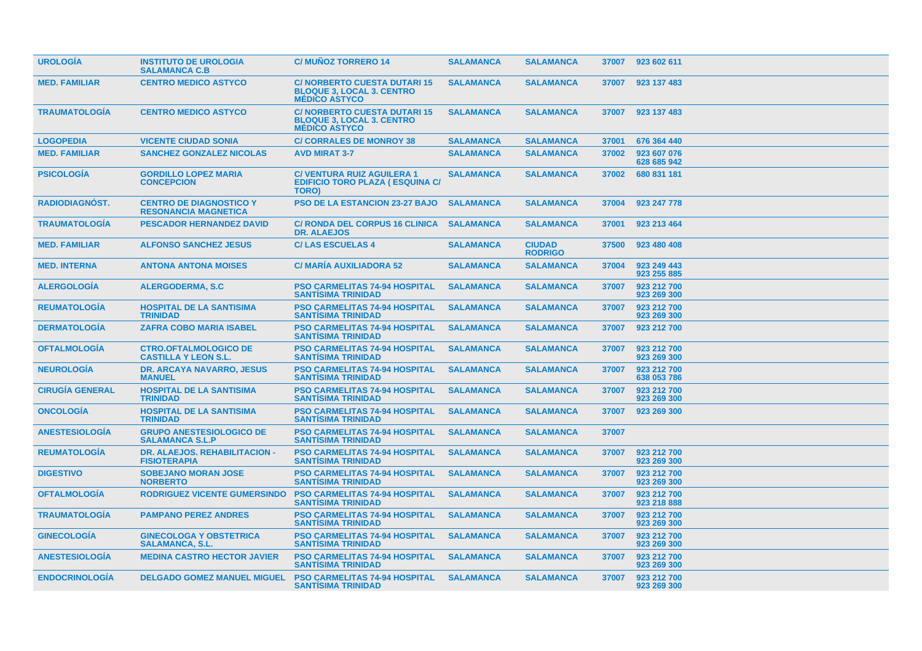| | | | | | | |
|---|---|---|---|---|---|---|
| UROLOGÍA | INSTITUTO DE UROLOGIA SALAMANCA C.B | C/ MUÑOZ TORRERO 14 | SALAMANCA | SALAMANCA | 37007 | 923 602 611 |
| MED. FAMILIAR | CENTRO MEDICO ASTYCO | C/ NORBERTO CUESTA DUTARI 15 BLOQUE 3, LOCAL 3. CENTRO MÉDICO ASTYCO | SALAMANCA | SALAMANCA | 37007 | 923 137 483 |
| TRAUMATOLOGÍA | CENTRO MEDICO ASTYCO | C/ NORBERTO CUESTA DUTARI 15 BLOQUE 3, LOCAL 3. CENTRO MÉDICO ASTYCO | SALAMANCA | SALAMANCA | 37007 | 923 137 483 |
| LOGOPEDIA | VICENTE CIUDAD SONIA | C/ CORRALES DE MONROY 38 | SALAMANCA | SALAMANCA | 37001 | 676 364 440 |
| MED. FAMILIAR | SANCHEZ GONZALEZ NICOLAS | AVD MIRAT 3-7 | SALAMANCA | SALAMANCA | 37002 | 923 607 076<br>628 685 942 |
| PSICOLOGÍA | GORDILLO LOPEZ MARIA CONCEPCION | C/ VENTURA RUIZ AGUILERA 1 EDIFICIO TORO PLAZA ( ESQUINA C/ TORO) | SALAMANCA | SALAMANCA | 37002 | 680 831 181 |
| RADIODIAGNÓST. | CENTRO DE DIAGNOSTICO Y RESONANCIA MAGNETICA | PSO DE LA ESTANCION 23-27 BAJO | SALAMANCA | SALAMANCA | 37004 | 923 247 778 |
| TRAUMATOLOGÍA | PESCADOR HERNANDEZ DAVID | C/ RONDA DEL CORPUS 16 CLINICA DR. ALAEJOS | SALAMANCA | SALAMANCA | 37001 | 923 213 464 |
| MED. FAMILIAR | ALFONSO SANCHEZ JESUS | C/ LAS ESCUELAS 4 | SALAMANCA | CIUDAD RODRIGO | 37500 | 923 480 408 |
| MED. INTERNA | ANTONA ANTONA MOISES | C/ MARÍA AUXILIADORA 52 | SALAMANCA | SALAMANCA | 37004 | 923 249 443<br>923 255 885 |
| ALERGOLOGÍA | ALERGODERMA, S.C | PSO CARMELITAS 74-94 HOSPITAL SANTÍSIMA TRINIDAD | SALAMANCA | SALAMANCA | 37007 | 923 212 700<br>923 269 300 |
| REUMATOLOGÍA | HOSPITAL DE LA SANTISIMA TRINIDAD | PSO CARMELITAS 74-94 HOSPITAL SANTÍSIMA TRINIDAD | SALAMANCA | SALAMANCA | 37007 | 923 212 700<br>923 269 300 |
| DERMATOLOGÍA | ZAFRA COBO MARIA ISABEL | PSO CARMELITAS 74-94 HOSPITAL SANTÍSIMA TRINIDAD | SALAMANCA | SALAMANCA | 37007 | 923 212 700 |
| OFTALMOLOGÍA | CTRO.OFTALMOLOGICO DE CASTILLA Y LEON S.L. | PSO CARMELITAS 74-94 HOSPITAL SANTÍSIMA TRINIDAD | SALAMANCA | SALAMANCA | 37007 | 923 212 700<br>923 269 300 |
| NEUROLOGÍA | DR. ARCAYA NAVARRO, JESUS MANUEL | PSO CARMELITAS 74-94 HOSPITAL SANTÍSIMA TRINIDAD | SALAMANCA | SALAMANCA | 37007 | 923 212 700<br>638 053 786 |
| CIRUGÍA GENERAL | HOSPITAL DE LA SANTISIMA TRINIDAD | PSO CARMELITAS 74-94 HOSPITAL SANTÍSIMA TRINIDAD | SALAMANCA | SALAMANCA | 37007 | 923 212 700<br>923 269 300 |
| ONCOLOGÍA | HOSPITAL DE LA SANTISIMA TRINIDAD | PSO CARMELITAS 74-94 HOSPITAL SANTÍSIMA TRINIDAD | SALAMANCA | SALAMANCA | 37007 | 923 269 300 |
| ANESTESIOLOGÍA | GRUPO ANESTESIOLOGICO DE SALAMANCA S.L.P | PSO CARMELITAS 74-94 HOSPITAL SANTÍSIMA TRINIDAD | SALAMANCA | SALAMANCA | 37007 | |
| REUMATOLOGÍA | DR. ALAEJOS. REHABILITACION - FISIOTERAPIA | PSO CARMELITAS 74-94 HOSPITAL SANTÍSIMA TRINIDAD | SALAMANCA | SALAMANCA | 37007 | 923 212 700<br>923 269 300 |
| DIGESTIVO | SOBEJANO MORAN JOSE NORBERTO | PSO CARMELITAS 74-94 HOSPITAL SANTÍSIMA TRINIDAD | SALAMANCA | SALAMANCA | 37007 | 923 212 700<br>923 269 300 |
| OFTALMOLOGÍA | RODRIGUEZ VICENTE GUMERSINDO | PSO CARMELITAS 74-94 HOSPITAL SANTÍSIMA TRINIDAD | SALAMANCA | SALAMANCA | 37007 | 923 212 700<br>923 218 888 |
| TRAUMATOLOGÍA | PAMPANO PEREZ ANDRES | PSO CARMELITAS 74-94 HOSPITAL SANTÍSIMA TRINIDAD | SALAMANCA | SALAMANCA | 37007 | 923 212 700<br>923 269 300 |
| GINECOLOGÍA | GINECOLOGA Y OBSTETRICA SALAMANCA, S.L. | PSO CARMELITAS 74-94 HOSPITAL SANTÍSIMA TRINIDAD | SALAMANCA | SALAMANCA | 37007 | 923 212 700<br>923 269 300 |
| ANESTESIOLOGÍA | MEDINA CASTRO HECTOR JAVIER | PSO CARMELITAS 74-94 HOSPITAL SANTÍSIMA TRINIDAD | SALAMANCA | SALAMANCA | 37007 | 923 212 700<br>923 269 300 |
| ENDOCRINOLOGÍA | DELGADO GOMEZ MANUEL MIGUEL | PSO CARMELITAS 74-94 HOSPITAL SANTÍSIMA TRINIDAD | SALAMANCA | SALAMANCA | 37007 | 923 212 700<br>923 269 300 |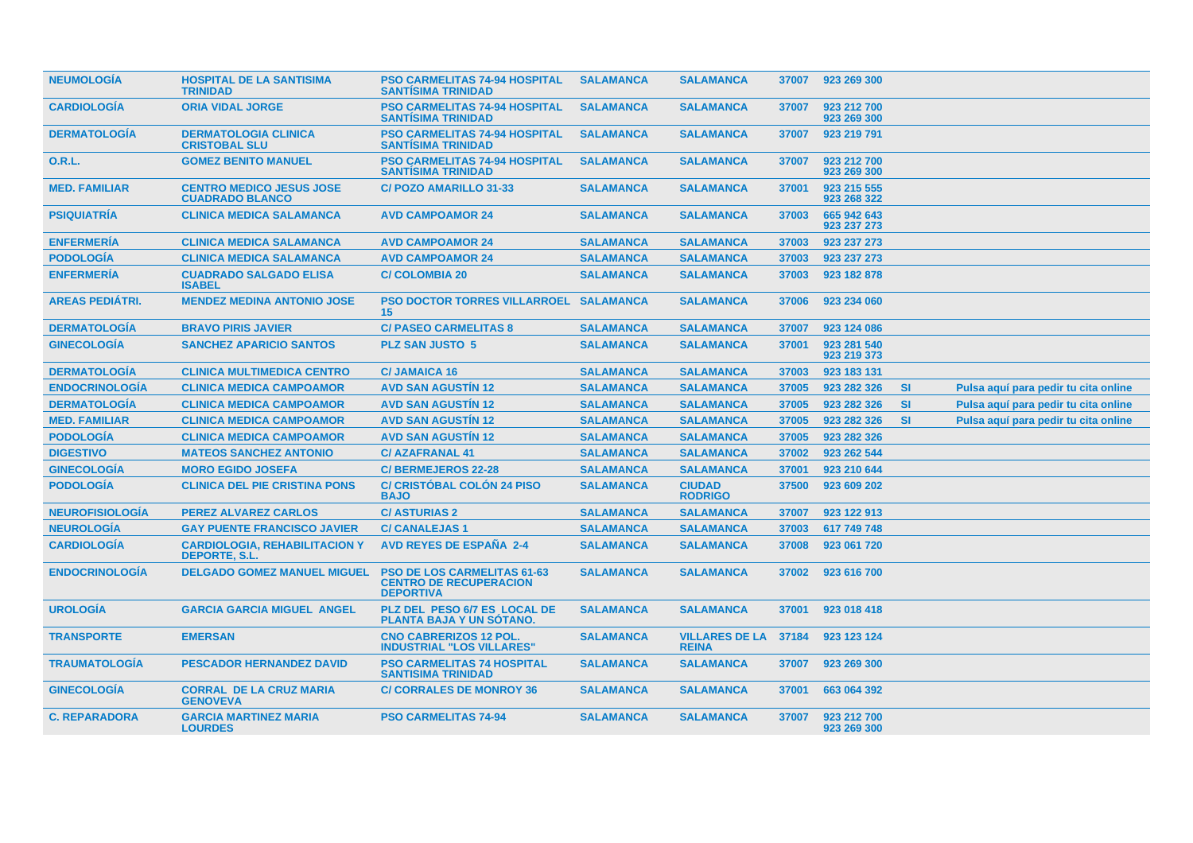| | | | | | | | | |
|---|---|---|---|---|---|---|---|---|
| NEUMOLOGÍA | HOSPITAL DE LA SANTISIMA TRINIDAD | PSO CARMELITAS 74-94 HOSPITAL SANTÍSIMA TRINIDAD | SALAMANCA | SALAMANCA | 37007 | 923 269 300 | | |
| CARDIOLOGÍA | ORIA VIDAL JORGE | PSO CARMELITAS 74-94 HOSPITAL SANTÍSIMA TRINIDAD | SALAMANCA | SALAMANCA | 37007 | 923 212 700<br>923 269 300 | | |
| DERMATOLOGÍA | DERMATOLOGIA CLINICA CRISTOBAL SLU | PSO CARMELITAS 74-94 HOSPITAL SANTÍSIMA TRINIDAD | SALAMANCA | SALAMANCA | 37007 | 923 219 791 | | |
| O.R.L. | GOMEZ BENITO MANUEL | PSO CARMELITAS 74-94 HOSPITAL SANTÍSIMA TRINIDAD | SALAMANCA | SALAMANCA | 37007 | 923 212 700<br>923 269 300 | | |
| MED. FAMILIAR | CENTRO MEDICO JESUS JOSE CUADRADO BLANCO | C/ POZO AMARILLO 31-33 | SALAMANCA | SALAMANCA | 37001 | 923 215 555<br>923 268 322 | | |
| PSIQUIATRÍA | CLINICA MEDICA SALAMANCA | AVD CAMPOAMOR 24 | SALAMANCA | SALAMANCA | 37003 | 665 942 643<br>923 237 273 | | |
| ENFERMERÍA | CLINICA MEDICA SALAMANCA | AVD CAMPOAMOR 24 | SALAMANCA | SALAMANCA | 37003 | 923 237 273 | | |
| PODOLOGÍA | CLINICA MEDICA SALAMANCA | AVD CAMPOAMOR 24 | SALAMANCA | SALAMANCA | 37003 | 923 237 273 | | |
| ENFERMERÍA | CUADRADO SALGADO ELISA ISABEL | C/ COLOMBIA 20 | SALAMANCA | SALAMANCA | 37003 | 923 182 878 | | |
| AREAS PEDIÁTRI. | MENDEZ MEDINA ANTONIO JOSE | PSO DOCTOR TORRES VILLARROEL 15 | SALAMANCA | SALAMANCA | 37006 | 923 234 060 | | |
| DERMATOLOGÍA | BRAVO PIRIS JAVIER | C/ PASEO CARMELITAS 8 | SALAMANCA | SALAMANCA | 37007 | 923 124 086 | | |
| GINECOLOGÍA | SANCHEZ APARICIO SANTOS | PLZ SAN JUSTO 5 | SALAMANCA | SALAMANCA | 37001 | 923 281 540<br>923 219 373 | | |
| DERMATOLOGÍA | CLINICA MULTIMEDICA CENTRO | C/ JAMAICA 16 | SALAMANCA | SALAMANCA | 37003 | 923 183 131 | | |
| ENDOCRINOLOGÍA | CLINICA MEDICA CAMPOAMOR | AVD SAN AGUSTÍN 12 | SALAMANCA | SALAMANCA | 37005 | 923 282 326 | SI | Pulsa aquí para pedir tu cita online |
| DERMATOLOGÍA | CLINICA MEDICA CAMPOAMOR | AVD SAN AGUSTÍN 12 | SALAMANCA | SALAMANCA | 37005 | 923 282 326 | SI | Pulsa aquí para pedir tu cita online |
| MED. FAMILIAR | CLINICA MEDICA CAMPOAMOR | AVD SAN AGUSTÍN 12 | SALAMANCA | SALAMANCA | 37005 | 923 282 326 | SI | Pulsa aquí para pedir tu cita online |
| PODOLOGÍA | CLINICA MEDICA CAMPOAMOR | AVD SAN AGUSTÍN 12 | SALAMANCA | SALAMANCA | 37005 | 923 282 326 | | |
| DIGESTIVO | MATEOS SANCHEZ ANTONIO | C/ AZAFRANAL 41 | SALAMANCA | SALAMANCA | 37002 | 923 262 544 | | |
| GINECOLOGÍA | MORO EGIDO JOSEFA | C/ BERMEJEROS 22-28 | SALAMANCA | SALAMANCA | 37001 | 923 210 644 | | |
| PODOLOGÍA | CLINICA DEL PIE CRISTINA PONS | C/ CRISTÓBAL COLÓN 24 PISO BAJO | SALAMANCA | CIUDAD RODRIGO | 37500 | 923 609 202 | | |
| NEUROFISIOLOGÍA | PEREZ ALVAREZ CARLOS | C/ ASTURIAS 2 | SALAMANCA | SALAMANCA | 37007 | 923 122 913 | | |
| NEUROLOGÍA | GAY PUENTE FRANCISCO JAVIER | C/ CANALEJAS 1 | SALAMANCA | SALAMANCA | 37003 | 617 749 748 | | |
| CARDIOLOGÍA | CARDIOLOGIA, REHABILITACION Y DEPORTE, S.L. | AVD REYES DE ESPAÑA 2-4 | SALAMANCA | SALAMANCA | 37008 | 923 061 720 | | |
| ENDOCRINOLOGÍA | DELGADO GOMEZ MANUEL MIGUEL | PSO DE LOS CARMELITAS 61-63 CENTRO DE RECUPERACION DEPORTIVA | SALAMANCA | SALAMANCA | 37002 | 923 616 700 | | |
| UROLOGÍA | GARCIA GARCIA MIGUEL ANGEL | PLZ DEL PESO 6/7 ES LOCAL DE PLANTA BAJA Y UN SÓTANO. | SALAMANCA | SALAMANCA | 37001 | 923 018 418 | | |
| TRANSPORTE | EMERSAN | CNO CABRERIZOS 12 POL. INDUSTRIAL "LOS VILLARES" | SALAMANCA | VILLARES DE LA REINA | 37184 | 923 123 124 | | |
| TRAUMATOLOGÍA | PESCADOR HERNANDEZ DAVID | PSO CARMELITAS 74 HOSPITAL SANTISIMA TRINIDAD | SALAMANCA | SALAMANCA | 37007 | 923 269 300 | | |
| GINECOLOGÍA | CORRAL DE LA CRUZ MARIA GENOVEVA | C/ CORRALES DE MONROY 36 | SALAMANCA | SALAMANCA | 37001 | 663 064 392 | | |
| C. REPARADORA | GARCIA MARTINEZ MARIA LOURDES | PSO CARMELITAS 74-94 | SALAMANCA | SALAMANCA | 37007 | 923 212 700<br>923 269 300 | | |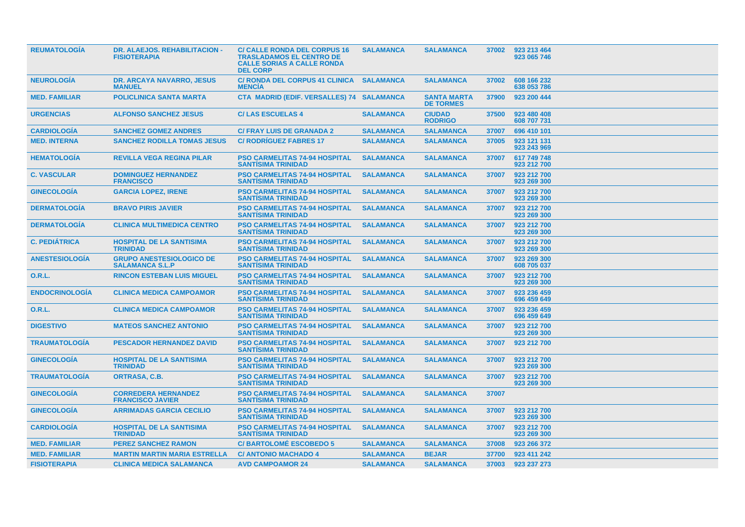| REUMATOLOGÍA | DR. ALAEJOS. REHABILITACION - FISIOTERAPIA | C/ CALLE RONDA DEL CORPUS 16 TRASLADAMOS EL CENTRO DE CALLE SORIAS A CALLE RONDA DEL CORP | SALAMANCA | SALAMANCA | 37002 | 923 213 464 923 065 746 |
|---|---|---|---|---|---|---|
| NEUROLOGÍA | DR. ARCAYA NAVARRO, JESUS MANUEL | C/ RONDA DEL CORPUS 41 CLINICA MENCÍA | SALAMANCA | SALAMANCA | 37002 | 608 166 232 638 053 786 |
| MED. FAMILIAR | POLICLINICA SANTA MARTA | CTA MADRID (EDIF. VERSALLES) 74 | SALAMANCA | SANTA MARTA DE TORMES | 37900 | 923 200 444 |
| URGENCIAS | ALFONSO SANCHEZ JESUS | C/ LAS ESCUELAS 4 | SALAMANCA | CIUDAD RODRIGO | 37500 | 923 480 408 608 707 731 |
| CARDIOLOGÍA | SANCHEZ GOMEZ ANDRES | C/ FRAY LUIS DE GRANADA 2 | SALAMANCA | SALAMANCA | 37007 | 696 410 101 |
| MED. INTERNA | SANCHEZ RODILLA TOMAS JESUS | C/ RODRÍGUEZ FABRES 17 | SALAMANCA | SALAMANCA | 37005 | 923 121 131 923 243 969 |
| HEMATOLOGÍA | REVILLA VEGA REGINA PILAR | PSO CARMELITAS 74-94 HOSPITAL SANTÍSIMA TRINIDAD | SALAMANCA | SALAMANCA | 37007 | 617 749 748 923 212 700 |
| C. VASCULAR | DOMINGUEZ HERNANDEZ FRANCISCO | PSO CARMELITAS 74-94 HOSPITAL SANTÍSIMA TRINIDAD | SALAMANCA | SALAMANCA | 37007 | 923 212 700 923 269 300 |
| GINECOLOGÍA | GARCIA LOPEZ, IRENE | PSO CARMELITAS 74-94 HOSPITAL SANTÍSIMA TRINIDAD | SALAMANCA | SALAMANCA | 37007 | 923 212 700 923 269 300 |
| DERMATOLOGÍA | BRAVO PIRIS JAVIER | PSO CARMELITAS 74-94 HOSPITAL SANTÍSIMA TRINIDAD | SALAMANCA | SALAMANCA | 37007 | 923 212 700 923 269 300 |
| DERMATOLOGÍA | CLINICA MULTIMEDICA CENTRO | PSO CARMELITAS 74-94 HOSPITAL SANTÍSIMA TRINIDAD | SALAMANCA | SALAMANCA | 37007 | 923 212 700 923 269 300 |
| C. PEDIÁTRICA | HOSPITAL DE LA SANTISIMA TRINIDAD | PSO CARMELITAS 74-94 HOSPITAL SANTÍSIMA TRINIDAD | SALAMANCA | SALAMANCA | 37007 | 923 212 700 923 269 300 |
| ANESTESIOLOGÍA | GRUPO ANESTESIOLOGICO DE SALAMANCA S.L.P | PSO CARMELITAS 74-94 HOSPITAL SANTÍSIMA TRINIDAD | SALAMANCA | SALAMANCA | 37007 | 923 269 300 608 705 037 |
| O.R.L. | RINCON ESTEBAN LUIS MIGUEL | PSO CARMELITAS 74-94 HOSPITAL SANTÍSIMA TRINIDAD | SALAMANCA | SALAMANCA | 37007 | 923 212 700 923 269 300 |
| ENDOCRINOLOGÍA | CLINICA MEDICA CAMPOAMOR | PSO CARMELITAS 74-94 HOSPITAL SANTÍSIMA TRINIDAD | SALAMANCA | SALAMANCA | 37007 | 923 236 459 696 459 649 |
| O.R.L. | CLINICA MEDICA CAMPOAMOR | PSO CARMELITAS 74-94 HOSPITAL SANTÍSIMA TRINIDAD | SALAMANCA | SALAMANCA | 37007 | 923 236 459 696 459 649 |
| DIGESTIVO | MATEOS SANCHEZ ANTONIO | PSO CARMELITAS 74-94 HOSPITAL SANTÍSIMA TRINIDAD | SALAMANCA | SALAMANCA | 37007 | 923 212 700 923 269 300 |
| TRAUMATOLOGÍA | PESCADOR HERNANDEZ DAVID | PSO CARMELITAS 74-94 HOSPITAL SANTÍSIMA TRINIDAD | SALAMANCA | SALAMANCA | 37007 | 923 212 700 |
| GINECOLOGÍA | HOSPITAL DE LA SANTISIMA TRINIDAD | PSO CARMELITAS 74-94 HOSPITAL SANTÍSIMA TRINIDAD | SALAMANCA | SALAMANCA | 37007 | 923 212 700 923 269 300 |
| TRAUMATOLOGÍA | ORTRASA, C.B. | PSO CARMELITAS 74-94 HOSPITAL SANTÍSIMA TRINIDAD | SALAMANCA | SALAMANCA | 37007 | 923 212 700 923 269 300 |
| GINECOLOGÍA | CORREDERA HERNANDEZ FRANCISCO JAVIER | PSO CARMELITAS 74-94 HOSPITAL SANTÍSIMA TRINIDAD | SALAMANCA | SALAMANCA | 37007 | |
| GINECOLOGÍA | ARRIMADAS GARCIA CECILIO | PSO CARMELITAS 74-94 HOSPITAL SANTÍSIMA TRINIDAD | SALAMANCA | SALAMANCA | 37007 | 923 212 700 923 269 300 |
| CARDIOLOGÍA | HOSPITAL DE LA SANTISIMA TRINIDAD | PSO CARMELITAS 74-94 HOSPITAL SANTÍSIMA TRINIDAD | SALAMANCA | SALAMANCA | 37007 | 923 212 700 923 269 300 |
| MED. FAMILIAR | PEREZ SANCHEZ RAMON | C/ BARTOLOMÉ ESCOBEDO 5 | SALAMANCA | SALAMANCA | 37008 | 923 266 372 |
| MED. FAMILIAR | MARTIN MARTIN MARIA ESTRELLA | C/ ANTONIO MACHADO 4 | SALAMANCA | BEJAR | 37700 | 923 411 242 |
| FISIOTERAPIA | CLINICA MEDICA SALAMANCA | AVD CAMPOAMOR 24 | SALAMANCA | SALAMANCA | 37003 | 923 237 273 |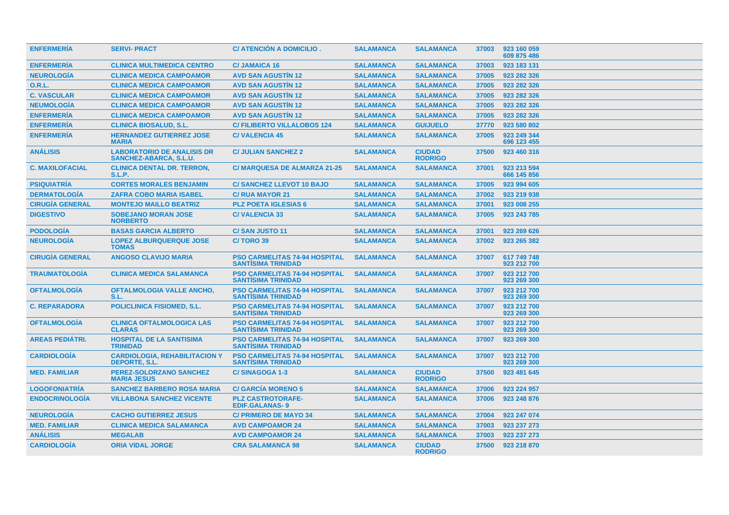| ENFERMERÍA | SERVI- PRACT | C/ ATENCIÓN A DOMICILIO . | SALAMANCA | SALAMANCA | 37003 | 923 160 059<br>609 875 486 |
|---|---|---|---|---|---|---|
| ENFERMERÍA | CLINICA MULTIMEDICA CENTRO | C/ JAMAICA 16 | SALAMANCA | SALAMANCA | 37003 | 923 183 131 |
| NEUROLOGÍA | CLINICA MEDICA CAMPOAMOR | AVD SAN AGUSTÍN 12 | SALAMANCA | SALAMANCA | 37005 | 923 282 326 |
| O.R.L. | CLINICA MEDICA CAMPOAMOR | AVD SAN AGUSTÍN 12 | SALAMANCA | SALAMANCA | 37005 | 923 282 326 |
| C. VASCULAR | CLINICA MEDICA CAMPOAMOR | AVD SAN AGUSTÍN 12 | SALAMANCA | SALAMANCA | 37005 | 923 282 326 |
| NEUMOLOGÍA | CLINICA MEDICA CAMPOAMOR | AVD SAN AGUSTÍN 12 | SALAMANCA | SALAMANCA | 37005 | 923 282 326 |
| ENFERMERÍA | CLINICA MEDICA CAMPOAMOR | AVD SAN AGUSTÍN 12 | SALAMANCA | SALAMANCA | 37005 | 923 282 326 |
| ENFERMERÍA | CLINICA BIOSALUD, S.L. | C/ FILIBERTO VILLALOBOS 124 | SALAMANCA | GUIJUELO | 37770 | 923 580 802 |
| ENFERMERÍA | HERNANDEZ GUTIERREZ JOSE MARIA | C/ VALENCIA 45 | SALAMANCA | SALAMANCA | 37005 | 923 249 344<br>696 123 455 |
| ANÁLISIS | LABORATORIO DE ANALISIS DR SANCHEZ-ABARCA, S.L.U. | C/ JULIAN SANCHEZ 2 | SALAMANCA | CIUDAD RODRIGO | 37500 | 923 460 316 |
| C. MAXILOFACIAL | CLINICA DENTAL DR. TERRON, S.L.P. | C/ MARQUESA DE ALMARZA 21-25 | SALAMANCA | SALAMANCA | 37001 | 923 213 594<br>666 145 856 |
| PSIQUIATRÍA | CORTES MORALES BENJAMIN | C/ SANCHEZ LLEVOT 10 BAJO | SALAMANCA | SALAMANCA | 37005 | 923 994 605 |
| DERMATOLOGÍA | ZAFRA COBO MARIA ISABEL | C/ RUA MAYOR 21 | SALAMANCA | SALAMANCA | 37002 | 923 219 938 |
| CIRUGÍA GENERAL | MONTEJO MAILLO BEATRIZ | PLZ POETA IGLESIAS 6 | SALAMANCA | SALAMANCA | 37001 | 923 008 255 |
| DIGESTIVO | SOBEJANO MORAN JOSE NORBERTO | C/ VALENCIA 33 | SALAMANCA | SALAMANCA | 37005 | 923 243 785 |
| PODOLOGÍA | BASAS GARCIA ALBERTO | C/ SAN JUSTO 11 | SALAMANCA | SALAMANCA | 37001 | 923 269 626 |
| NEUROLOGÍA | LOPEZ ALBURQUERQUE JOSE TOMAS | C/ TORO 39 | SALAMANCA | SALAMANCA | 37002 | 923 265 382 |
| CIRUGÍA GENERAL | ANGOSO CLAVIJO MARIA | PSO CARMELITAS 74-94 HOSPITAL SANTÍSIMA TRINIDAD | SALAMANCA | SALAMANCA | 37007 | 617 749 748<br>923 212 700 |
| TRAUMATOLOGÍA | CLINICA MEDICA SALAMANCA | PSO CARMELITAS 74-94 HOSPITAL SANTÍSIMA TRINIDAD | SALAMANCA | SALAMANCA | 37007 | 923 212 700<br>923 269 300 |
| OFTALMOLOGÍA | OFTALMOLOGIA VALLE ANCHO, S.L. | PSO CARMELITAS 74-94 HOSPITAL SANTÍSIMA TRINIDAD | SALAMANCA | SALAMANCA | 37007 | 923 212 700<br>923 269 300 |
| C. REPARADORA | POLICLINICA FISIOMED, S.L. | PSO CARMELITAS 74-94 HOSPITAL SANTÍSIMA TRINIDAD | SALAMANCA | SALAMANCA | 37007 | 923 212 700<br>923 269 300 |
| OFTALMOLOGÍA | CLINICA OFTALMOLOGICA LAS CLARAS | PSO CARMELITAS 74-94 HOSPITAL SANTÍSIMA TRINIDAD | SALAMANCA | SALAMANCA | 37007 | 923 212 700<br>923 269 300 |
| AREAS PEDIÁTRI. | HOSPITAL DE LA SANTISIMA TRINIDAD | PSO CARMELITAS 74-94 HOSPITAL SANTÍSIMA TRINIDAD | SALAMANCA | SALAMANCA | 37007 | 923 269 300 |
| CARDIOLOGÍA | CARDIOLOGIA, REHABILITACION Y DEPORTE, S.L. | PSO CARMELITAS 74-94 HOSPITAL SANTÍSIMA TRINIDAD | SALAMANCA | SALAMANCA | 37007 | 923 212 700<br>923 269 300 |
| MED. FAMILIAR | PEREZ-SOLORZANO SANCHEZ MARIA JESUS | C/ SINAGOGA 1-3 | SALAMANCA | CIUDAD RODRIGO | 37500 | 923 481 645 |
| LOGOFONIATRÍA | SANCHEZ BARBERO ROSA MARIA | C/ GARCÍA MORENO 5 | SALAMANCA | SALAMANCA | 37006 | 923 224 957 |
| ENDOCRINOLOGÍA | VILLABONA SANCHEZ VICENTE | PLZ CASTROTORAFE-EDIF.GALANAS- 9 | SALAMANCA | SALAMANCA | 37006 | 923 248 876 |
| NEUROLOGÍA | CACHO GUTIERREZ JESUS | C/ PRIMERO DE MAYO 34 | SALAMANCA | SALAMANCA | 37004 | 923 247 074 |
| MED. FAMILIAR | CLINICA MEDICA SALAMANCA | AVD CAMPOAMOR 24 | SALAMANCA | SALAMANCA | 37003 | 923 237 273 |
| ANÁLISIS | MEGALAB | AVD CAMPOAMOR 24 | SALAMANCA | SALAMANCA | 37003 | 923 237 273 |
| CARDIOLOGÍA | ORIA VIDAL JORGE | CRA SALAMANCA 98 | SALAMANCA | CIUDAD RODRIGO | 37500 | 923 218 870 |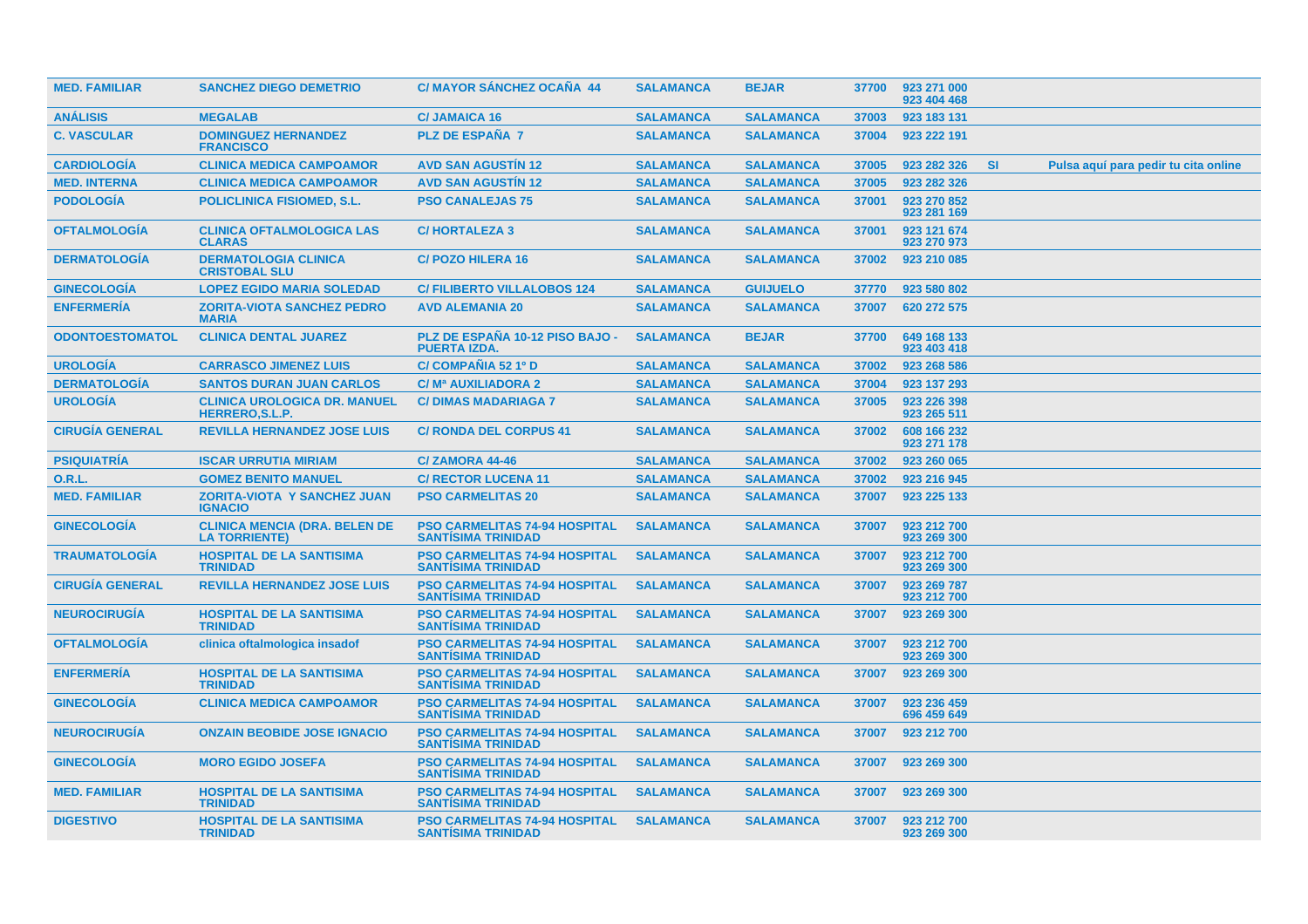| | | | | | | | | |
|---|---|---|---|---|---|---|---|---|
| MED. FAMILIAR | SANCHEZ DIEGO DEMETRIO | C/ MAYOR SÁNCHEZ OCAÑA 44 | SALAMANCA | BEJAR | 37700 | 923 271 000<br>923 404 468 | | |
| ANÁLISIS | MEGALAB | C/ JAMAICA 16 | SALAMANCA | SALAMANCA | 37003 | 923 183 131 | | |
| C. VASCULAR | DOMINGUEZ HERNANDEZ FRANCISCO | PLZ DE ESPAÑA 7 | SALAMANCA | SALAMANCA | 37004 | 923 222 191 | | |
| CARDIOLOGÍA | CLINICA MEDICA CAMPOAMOR | AVD SAN AGUSTÍN 12 | SALAMANCA | SALAMANCA | 37005 | 923 282 326 | SI | Pulsa aquí para pedir tu cita online |
| MED. INTERNA | CLINICA MEDICA CAMPOAMOR | AVD SAN AGUSTÍN 12 | SALAMANCA | SALAMANCA | 37005 | 923 282 326 | | |
| PODOLOGÍA | POLICLINICA FISIOMED, S.L. | PSO CANALEJAS 75 | SALAMANCA | SALAMANCA | 37001 | 923 270 852<br>923 281 169 | | |
| OFTALMOLOGÍA | CLINICA OFTALMOLOGICA LAS CLARAS | C/ HORTALEZA 3 | SALAMANCA | SALAMANCA | 37001 | 923 121 674<br>923 270 973 | | |
| DERMATOLOGÍA | DERMATOLOGIA CLINICA CRISTOBAL SLU | C/ POZO HILERA 16 | SALAMANCA | SALAMANCA | 37002 | 923 210 085 | | |
| GINECOLOGÍA | LOPEZ EGIDO MARIA SOLEDAD | C/ FILIBERTO VILLALOBOS 124 | SALAMANCA | GUIJUELO | 37770 | 923 580 802 | | |
| ENFERMERÍA | ZORITA-VIOTA SANCHEZ PEDRO MARIA | AVD ALEMANIA 20 | SALAMANCA | SALAMANCA | 37007 | 620 272 575 | | |
| ODONTOESTOMATOL | CLINICA DENTAL JUAREZ | PLZ DE ESPAÑA 10-12 PISO BAJO - PUERTA IZDA. | SALAMANCA | BEJAR | 37700 | 649 168 133<br>923 403 418 | | |
| UROLOGÍA | CARRASCO JIMENEZ LUIS | C/ COMPAÑIA 52 1º D | SALAMANCA | SALAMANCA | 37002 | 923 268 586 | | |
| DERMATOLOGÍA | SANTOS DURAN JUAN CARLOS | C/ Mª AUXILIADORA 2 | SALAMANCA | SALAMANCA | 37004 | 923 137 293 | | |
| UROLOGÍA | CLINICA UROLOGICA DR. MANUEL HERRERO,S.L.P. | C/ DIMAS MADARIAGA 7 | SALAMANCA | SALAMANCA | 37005 | 923 226 398<br>923 265 511 | | |
| CIRUGÍA GENERAL | REVILLA HERNANDEZ JOSE LUIS | C/ RONDA DEL CORPUS 41 | SALAMANCA | SALAMANCA | 37002 | 608 166 232<br>923 271 178 | | |
| PSIQUIATRÍA | ISCAR URRUTIA MIRIAM | C/ ZAMORA 44-46 | SALAMANCA | SALAMANCA | 37002 | 923 260 065 | | |
| O.R.L. | GOMEZ BENITO MANUEL | C/ RECTOR LUCENA 11 | SALAMANCA | SALAMANCA | 37002 | 923 216 945 | | |
| MED. FAMILIAR | ZORITA-VIOTA Y SANCHEZ JUAN IGNACIO | PSO CARMELITAS 20 | SALAMANCA | SALAMANCA | 37007 | 923 225 133 | | |
| GINECOLOGÍA | CLINICA MENCIA (DRA. BELEN DE LA TORRIENTE) | PSO CARMELITAS 74-94 HOSPITAL SANTÍSIMA TRINIDAD | SALAMANCA | SALAMANCA | 37007 | 923 212 700<br>923 269 300 | | |
| TRAUMATOLOGÍA | HOSPITAL DE LA SANTISIMA TRINIDAD | PSO CARMELITAS 74-94 HOSPITAL SANTÍSIMA TRINIDAD | SALAMANCA | SALAMANCA | 37007 | 923 212 700<br>923 269 300 | | |
| CIRUGÍA GENERAL | REVILLA HERNANDEZ JOSE LUIS | PSO CARMELITAS 74-94 HOSPITAL SANTÍSIMA TRINIDAD | SALAMANCA | SALAMANCA | 37007 | 923 269 787<br>923 212 700 | | |
| NEUROCIRUGÍA | HOSPITAL DE LA SANTISIMA TRINIDAD | PSO CARMELITAS 74-94 HOSPITAL SANTÍSIMA TRINIDAD | SALAMANCA | SALAMANCA | 37007 | 923 269 300 | | |
| OFTALMOLOGÍA | clinica oftalmologica insadof | PSO CARMELITAS 74-94 HOSPITAL SANTÍSIMA TRINIDAD | SALAMANCA | SALAMANCA | 37007 | 923 212 700<br>923 269 300 | | |
| ENFERMERÍA | HOSPITAL DE LA SANTISIMA TRINIDAD | PSO CARMELITAS 74-94 HOSPITAL SANTÍSIMA TRINIDAD | SALAMANCA | SALAMANCA | 37007 | 923 269 300 | | |
| GINECOLOGÍA | CLINICA MEDICA CAMPOAMOR | PSO CARMELITAS 74-94 HOSPITAL SANTÍSIMA TRINIDAD | SALAMANCA | SALAMANCA | 37007 | 923 236 459<br>696 459 649 | | |
| NEUROCIRUGÍA | ONZAIN BEOBIDE JOSE IGNACIO | PSO CARMELITAS 74-94 HOSPITAL SANTÍSIMA TRINIDAD | SALAMANCA | SALAMANCA | 37007 | 923 212 700 | | |
| GINECOLOGÍA | MORO EGIDO JOSEFA | PSO CARMELITAS 74-94 HOSPITAL SANTÍSIMA TRINIDAD | SALAMANCA | SALAMANCA | 37007 | 923 269 300 | | |
| MED. FAMILIAR | HOSPITAL DE LA SANTISIMA TRINIDAD | PSO CARMELITAS 74-94 HOSPITAL SANTÍSIMA TRINIDAD | SALAMANCA | SALAMANCA | 37007 | 923 269 300 | | |
| DIGESTIVO | HOSPITAL DE LA SANTISIMA TRINIDAD | PSO CARMELITAS 74-94 HOSPITAL SANTÍSIMA TRINIDAD | SALAMANCA | SALAMANCA | 37007 | 923 212 700<br>923 269 300 | | |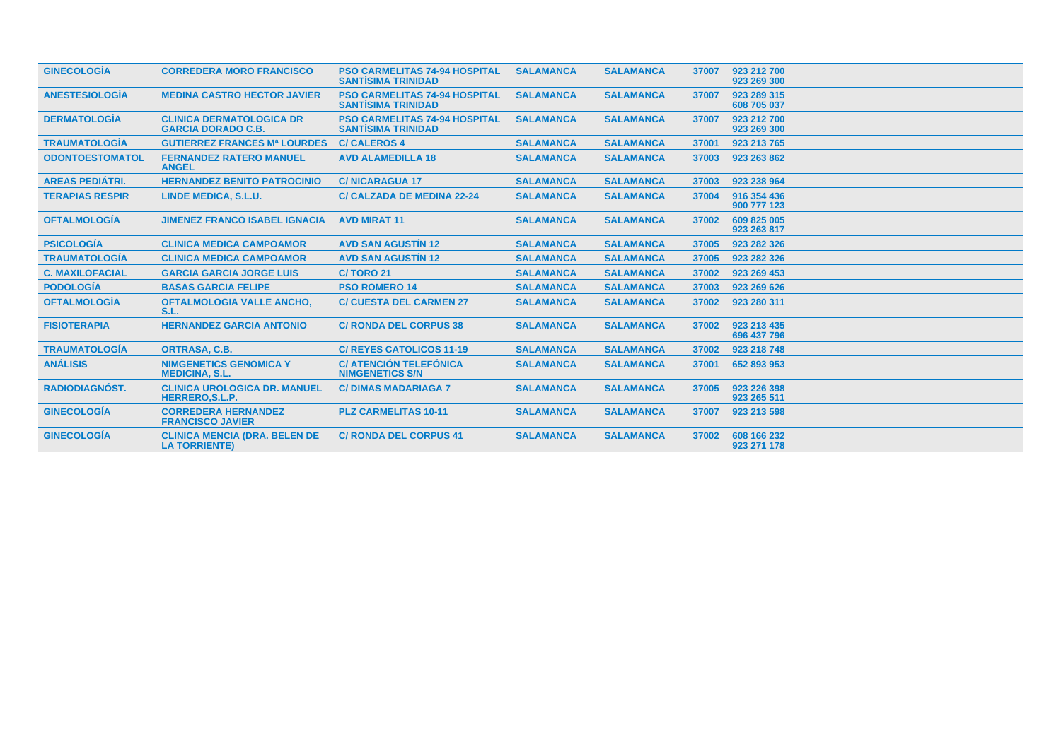| | | | | | | |
|---|---|---|---|---|---|---|
| GINECOLOGÍA | CORREDERA MORO FRANCISCO | PSO CARMELITAS 74-94 HOSPITAL SANTÍSIMA TRINIDAD | SALAMANCA | SALAMANCA | 37007 | 923 212 700<br>923 269 300 |
| ANESTESIOLOGÍA | MEDINA CASTRO HECTOR JAVIER | PSO CARMELITAS 74-94 HOSPITAL SANTÍSIMA TRINIDAD | SALAMANCA | SALAMANCA | 37007 | 923 289 315<br>608 705 037 |
| DERMATOLOGÍA | CLINICA DERMATOLOGICA DR GARCIA DORADO C.B. | PSO CARMELITAS 74-94 HOSPITAL SANTÍSIMA TRINIDAD | SALAMANCA | SALAMANCA | 37007 | 923 212 700<br>923 269 300 |
| TRAUMATOLOGÍA | GUTIERREZ FRANCES Mª LOURDES | C/ CALEROS 4 | SALAMANCA | SALAMANCA | 37001 | 923 213 765 |
| ODONTOESTOMATOL | FERNANDEZ RATERO MANUEL ANGEL | AVD ALAMEDILLA 18 | SALAMANCA | SALAMANCA | 37003 | 923 263 862 |
| AREAS PEDIÁTRI. | HERNANDEZ BENITO PATROCINIO | C/ NICARAGUA 17 | SALAMANCA | SALAMANCA | 37003 | 923 238 964 |
| TERAPIAS RESPIR | LINDE MEDICA, S.L.U. | C/ CALZADA DE MEDINA 22-24 | SALAMANCA | SALAMANCA | 37004 | 916 354 436<br>900 777 123 |
| OFTALMOLOGÍA | JIMENEZ FRANCO ISABEL IGNACIA | AVD MIRAT 11 | SALAMANCA | SALAMANCA | 37002 | 609 825 005<br>923 263 817 |
| PSICOLOGÍA | CLINICA MEDICA CAMPOAMOR | AVD SAN AGUSTÍN 12 | SALAMANCA | SALAMANCA | 37005 | 923 282 326 |
| TRAUMATOLOGÍA | CLINICA MEDICA CAMPOAMOR | AVD SAN AGUSTÍN 12 | SALAMANCA | SALAMANCA | 37005 | 923 282 326 |
| C. MAXILOFACIAL | GARCIA GARCIA JORGE LUIS | C/ TORO 21 | SALAMANCA | SALAMANCA | 37002 | 923 269 453 |
| PODOLOGÍA | BASAS GARCIA FELIPE | PSO ROMERO 14 | SALAMANCA | SALAMANCA | 37003 | 923 269 626 |
| OFTALMOLOGÍA | OFTALMOLOGIA VALLE ANCHO, S.L. | C/ CUESTA DEL CARMEN 27 | SALAMANCA | SALAMANCA | 37002 | 923 280 311 |
| FISIOTERAPIA | HERNANDEZ GARCIA ANTONIO | C/ RONDA DEL CORPUS 38 | SALAMANCA | SALAMANCA | 37002 | 923 213 435<br>696 437 796 |
| TRAUMATOLOGÍA | ORTRASA, C.B. | C/ REYES CATOLICOS 11-19 | SALAMANCA | SALAMANCA | 37002 | 923 218 748 |
| ANÁLISIS | NIMGENETICS GENOMICA Y MEDICINA, S.L. | C/ ATENCIÓN TELEFÓNICA NIMGENETICS S/N | SALAMANCA | SALAMANCA | 37001 | 652 893 953 |
| RADIODIAGNÓST. | CLINICA UROLOGICA DR. MANUEL HERRERO,S.L.P. | C/ DIMAS MADARIAGA 7 | SALAMANCA | SALAMANCA | 37005 | 923 226 398<br>923 265 511 |
| GINECOLOGÍA | CORREDERA HERNANDEZ FRANCISCO JAVIER | PLZ CARMELITAS 10-11 | SALAMANCA | SALAMANCA | 37007 | 923 213 598 |
| GINECOLOGÍA | CLINICA MENCIA (DRA. BELEN DE LA TORRIENTE) | C/ RONDA DEL CORPUS 41 | SALAMANCA | SALAMANCA | 37002 | 608 166 232<br>923 271 178 |